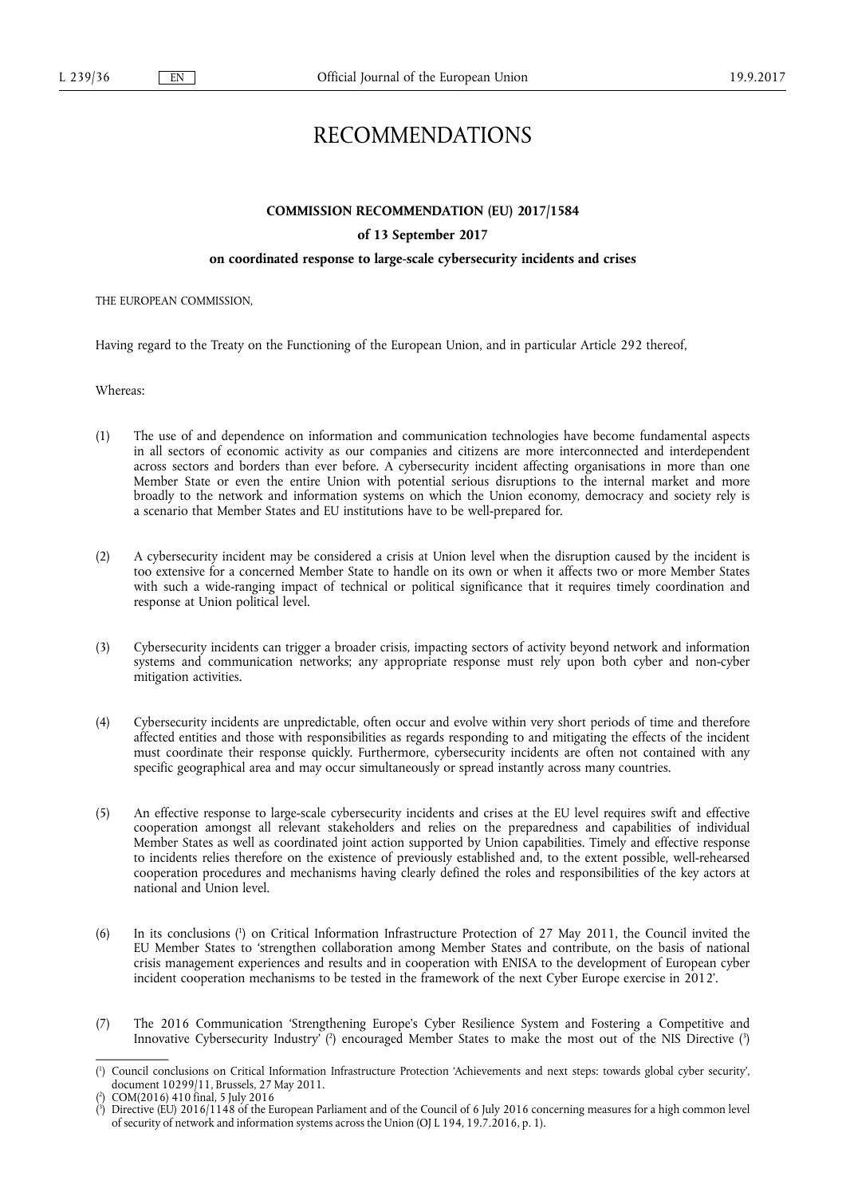# RECOMMENDATIONS

## COMMISSION RECOMMENDATION (EU) 2017/1584

### of 13 September 2017

### on coordinated response to large-scale cybersecurity incidents and crises

THE EUROPEAN COMMISSION,

Having regard to the Treaty on the Functioning of the European Union, and in particular Article 292 thereof,

Whereas:

(1) The use of and dependence on information and communication technologies have become fundamental aspects in all sectors of economic activity as our companies and citizens are more interconnected and interdependent across sectors and borders than ever before. A cybersecurity incident affecting organisations in more than one Member State or even the entire Union with potential serious disruptions to the internal market and more broadly to the network and information systems on which the Union economy, democracy and society rely is a scenario that Member States and EU institutions have to be well-prepared for.

(2) A cybersecurity incident may be considered a crisis at Union level when the disruption caused by the incident is too extensive for a concerned Member State to handle on its own or when it affects two or more Member States with such a wide-ranging impact of technical or political significance that it requires timely coordination and response at Union political level.

(3) Cybersecurity incidents can trigger a broader crisis, impacting sectors of activity beyond network and information systems and communication networks; any appropriate response must rely upon both cyber and non-cyber mitigation activities.

(4) Cybersecurity incidents are unpredictable, often occur and evolve within very short periods of time and therefore affected entities and those with responsibilities as regards responding to and mitigating the effects of the incident must coordinate their response quickly. Furthermore, cybersecurity incidents are often not contained with any specific geographical area and may occur simultaneously or spread instantly across many countries.

(5) An effective response to large-scale cybersecurity incidents and crises at the EU level requires swift and effective cooperation amongst all relevant stakeholders and relies on the preparedness and capabilities of individual Member States as well as coordinated joint action supported by Union capabilities. Timely and effective response to incidents relies therefore on the existence of previously established and, to the extent possible, well-rehearsed cooperation procedures and mechanisms having clearly defined the roles and responsibilities of the key actors at national and Union level.

(6) In its conclusions [1] on Critical Information Infrastructure Protection of 27 May 2011, the Council invited the EU Member States to 'strengthen collaboration among Member States and contribute, on the basis of national crisis management experiences and results and in cooperation with ENISA to the development of European cyber incident cooperation mechanisms to be tested in the framework of the next Cyber Europe exercise in 2012'.

(7) The 2016 Communication 'Strengthening Europe's Cyber Resilience System and Fostering a Competitive and Innovative Cybersecurity Industry' [2] encouraged Member States to make the most out of the NIS Directive [3]

---

[1] Council conclusions on Critical Information Infrastructure Protection 'Achievements and next steps: towards global cyber security', document 10299/11, Brussels, 27 May 2011.

[2] COM(2016) 410 final, 5 July 2016

[3] Directive (EU) 2016/1148 of the European Parliament and of the Council of 6 July 2016 concerning measures for a high common level of security of network and information systems across the Union (OJ L 194, 19.7.2016, p. 1).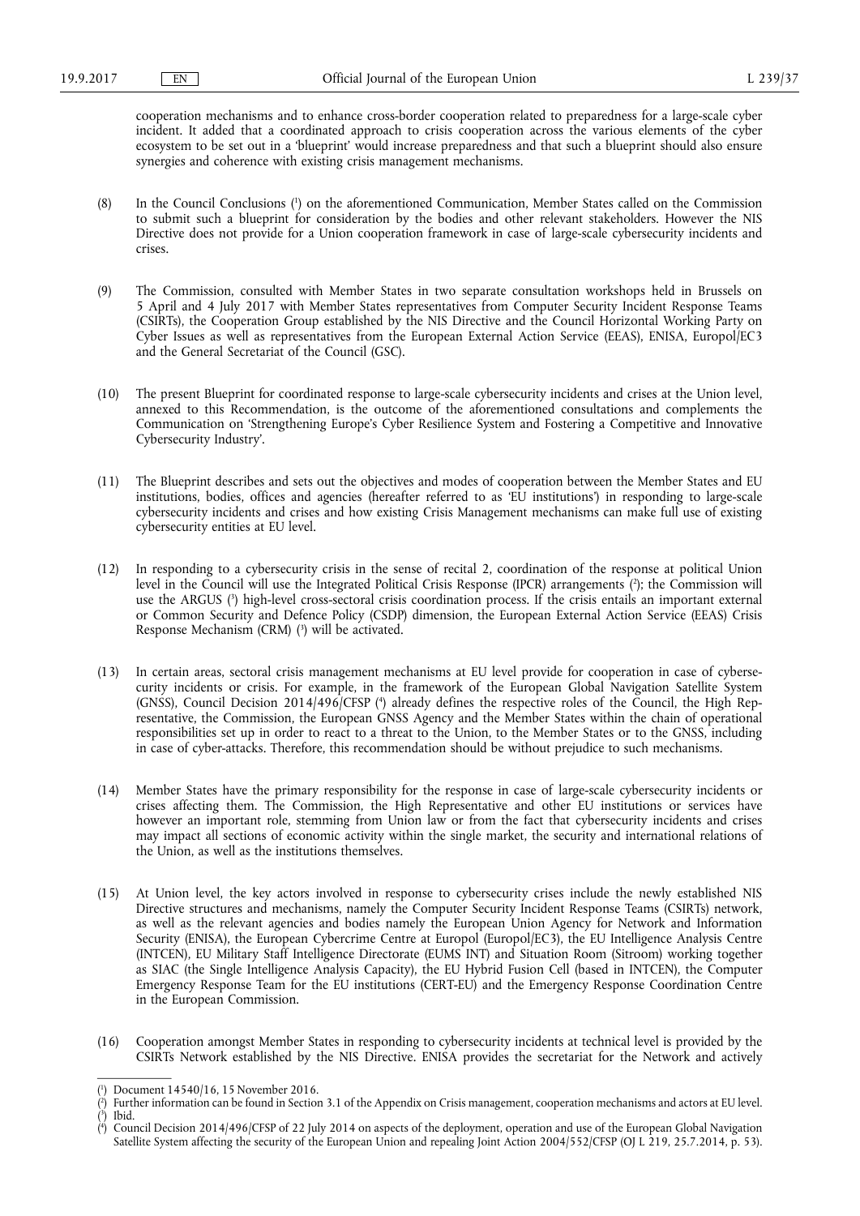cooperation mechanisms and to enhance cross-border cooperation related to preparedness for a large-scale cyber incident. It added that a coordinated approach to crisis cooperation across the various elements of the cyber ecosystem to be set out in a 'blueprint' would increase preparedness and that such a blueprint should also ensure synergies and coherence with existing crisis management mechanisms.

(8) In the Council Conclusions ([1]) on the aforementioned Communication, Member States called on the Commission to submit such a blueprint for consideration by the bodies and other relevant stakeholders. However the NIS Directive does not provide for a Union cooperation framework in case of large-scale cybersecurity incidents and crises.

(9) The Commission, consulted with Member States in two separate consultation workshops held in Brussels on 5 April and 4 July 2017 with Member States representatives from Computer Security Incident Response Teams (CSIRTs), the Cooperation Group established by the NIS Directive and the Council Horizontal Working Party on Cyber Issues as well as representatives from the European External Action Service (EEAS), ENISA, Europol/EC3 and the General Secretariat of the Council (GSC).

(10) The present Blueprint for coordinated response to large-scale cybersecurity incidents and crises at the Union level, annexed to this Recommendation, is the outcome of the aforementioned consultations and complements the Communication on 'Strengthening Europe's Cyber Resilience System and Fostering a Competitive and Innovative Cybersecurity Industry'.

(11) The Blueprint describes and sets out the objectives and modes of cooperation between the Member States and EU institutions, bodies, offices and agencies (hereafter referred to as 'EU institutions') in responding to large-scale cybersecurity incidents and crises and how existing Crisis Management mechanisms can make full use of existing cybersecurity entities at EU level.

(12) In responding to a cybersecurity crisis in the sense of recital 2, coordination of the response at political Union level in the Council will use the Integrated Political Crisis Response (IPCR) arrangements ([2]); the Commission will use the ARGUS ([3]) high-level cross-sectoral crisis coordination process. If the crisis entails an important external or Common Security and Defence Policy (CSDP) dimension, the European External Action Service (EEAS) Crisis Response Mechanism (CRM) ([3]) will be activated.

(13) In certain areas, sectoral crisis management mechanisms at EU level provide for cooperation in case of cybersecurity incidents or crisis. For example, in the framework of the European Global Navigation Satellite System (GNSS), Council Decision 2014/496/CFSP ([4]) already defines the respective roles of the Council, the High Representative, the Commission, the European GNSS Agency and the Member States within the chain of operational responsibilities set up in order to react to a threat to the Union, to the Member States or to the GNSS, including in case of cyber-attacks. Therefore, this recommendation should be without prejudice to such mechanisms.

(14) Member States have the primary responsibility for the response in case of large-scale cybersecurity incidents or crises affecting them. The Commission, the High Representative and other EU institutions or services have however an important role, stemming from Union law or from the fact that cybersecurity incidents and crises may impact all sections of economic activity within the single market, the security and international relations of the Union, as well as the institutions themselves.

(15) At Union level, the key actors involved in response to cybersecurity crises include the newly established NIS Directive structures and mechanisms, namely the Computer Security Incident Response Teams (CSIRTs) network, as well as the relevant agencies and bodies namely the European Union Agency for Network and Information Security (ENISA), the European Cybercrime Centre at Europol (Europol/EC3), the EU Intelligence Analysis Centre (INTCEN), EU Military Staff Intelligence Directorate (EUMS INT) and Situation Room (Sitroom) working together as SIAC (the Single Intelligence Analysis Capacity), the EU Hybrid Fusion Cell (based in INTCEN), the Computer Emergency Response Team for the EU institutions (CERT-EU) and the Emergency Response Coordination Centre in the European Commission.

(16) Cooperation amongst Member States in responding to cybersecurity incidents at technical level is provided by the CSIRTs Network established by the NIS Directive. ENISA provides the secretariat for the Network and actively

---

([1]) Document 14540/16, 15 November 2016.

([2]) Further information can be found in Section 3.1 of the Appendix on Crisis management, cooperation mechanisms and actors at EU level.

([3]) Ibid.

([4]) Council Decision 2014/496/CFSP of 22 July 2014 on aspects of the deployment, operation and use of the European Global Navigation Satellite System affecting the security of the European Union and repealing Joint Action 2004/552/CFSP (OJ L 219, 25.7.2014, p. 53).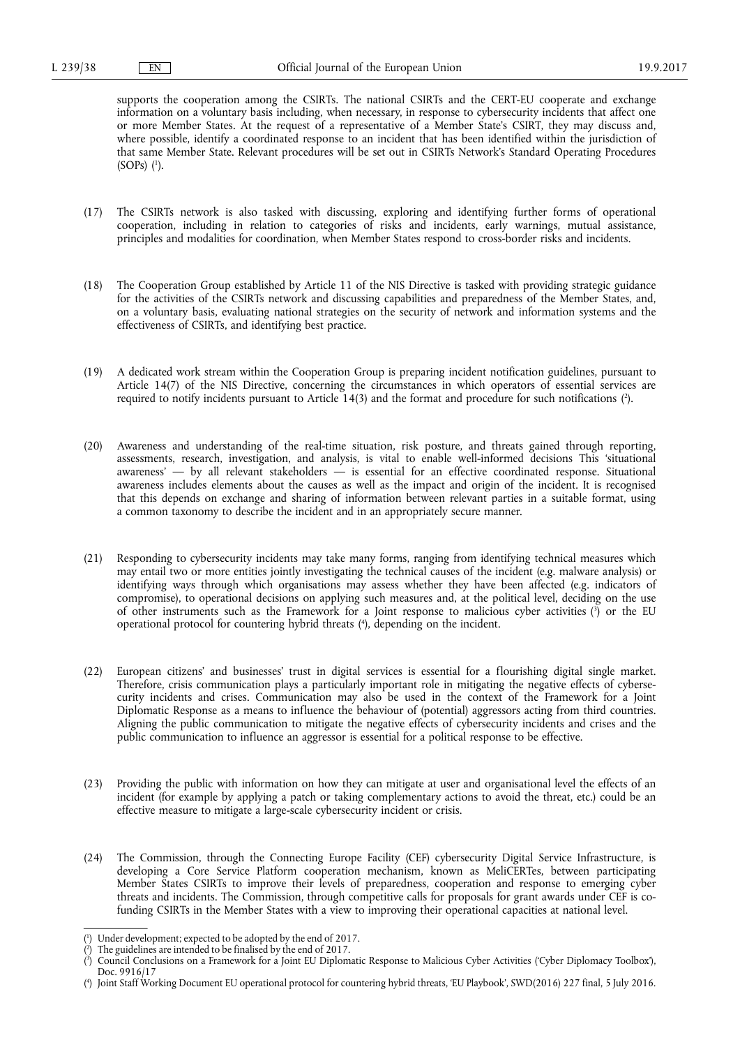supports the cooperation among the CSIRTs. The national CSIRTs and the CERT-EU cooperate and exchange information on a voluntary basis including, when necessary, in response to cybersecurity incidents that affect one or more Member States. At the request of a representative of a Member State's CSIRT, they may discuss and, where possible, identify a coordinated response to an incident that has been identified within the jurisdiction of that same Member State. Relevant procedures will be set out in CSIRTs Network's Standard Operating Procedures (SOPs) [1].

(17) The CSIRTs network is also tasked with discussing, exploring and identifying further forms of operational cooperation, including in relation to categories of risks and incidents, early warnings, mutual assistance, principles and modalities for coordination, when Member States respond to cross-border risks and incidents.

(18) The Cooperation Group established by Article 11 of the NIS Directive is tasked with providing strategic guidance for the activities of the CSIRTs network and discussing capabilities and preparedness of the Member States, and, on a voluntary basis, evaluating national strategies on the security of network and information systems and the effectiveness of CSIRTs, and identifying best practice.

(19) A dedicated work stream within the Cooperation Group is preparing incident notification guidelines, pursuant to Article 14(7) of the NIS Directive, concerning the circumstances in which operators of essential services are required to notify incidents pursuant to Article 14(3) and the format and procedure for such notifications [2].

(20) Awareness and understanding of the real-time situation, risk posture, and threats gained through reporting, assessments, research, investigation, and analysis, is vital to enable well-informed decisions This 'situational awareness' — by all relevant stakeholders — is essential for an effective coordinated response. Situational awareness includes elements about the causes as well as the impact and origin of the incident. It is recognised that this depends on exchange and sharing of information between relevant parties in a suitable format, using a common taxonomy to describe the incident and in an appropriately secure manner.

(21) Responding to cybersecurity incidents may take many forms, ranging from identifying technical measures which may entail two or more entities jointly investigating the technical causes of the incident (e.g. malware analysis) or identifying ways through which organisations may assess whether they have been affected (e.g. indicators of compromise), to operational decisions on applying such measures and, at the political level, deciding on the use of other instruments such as the Framework for a Joint response to malicious cyber activities [3] or the EU operational protocol for countering hybrid threats [4], depending on the incident.

(22) European citizens' and businesses' trust in digital services is essential for a flourishing digital single market. Therefore, crisis communication plays a particularly important role in mitigating the negative effects of cybersecurity incidents and crises. Communication may also be used in the context of the Framework for a Joint Diplomatic Response as a means to influence the behaviour of (potential) aggressors acting from third countries. Aligning the public communication to mitigate the negative effects of cybersecurity incidents and crises and the public communication to influence an aggressor is essential for a political response to be effective.

(23) Providing the public with information on how they can mitigate at user and organisational level the effects of an incident (for example by applying a patch or taking complementary actions to avoid the threat, etc.) could be an effective measure to mitigate a large-scale cybersecurity incident or crisis.

(24) The Commission, through the Connecting Europe Facility (CEF) cybersecurity Digital Service Infrastructure, is developing a Core Service Platform cooperation mechanism, known as MeliCERTes, between participating Member States CSIRTs to improve their levels of preparedness, cooperation and response to emerging cyber threats and incidents. The Commission, through competitive calls for proposals for grant awards under CEF is co-funding CSIRTs in the Member States with a view to improving their operational capacities at national level.

---

[1] Under development; expected to be adopted by the end of 2017.

[2] The guidelines are intended to be finalised by the end of 2017.

[3] Council Conclusions on a Framework for a Joint EU Diplomatic Response to Malicious Cyber Activities ('Cyber Diplomacy Toolbox'), Doc. 9916/17

[4] Joint Staff Working Document EU operational protocol for countering hybrid threats, 'EU Playbook', SWD(2016) 227 final, 5 July 2016.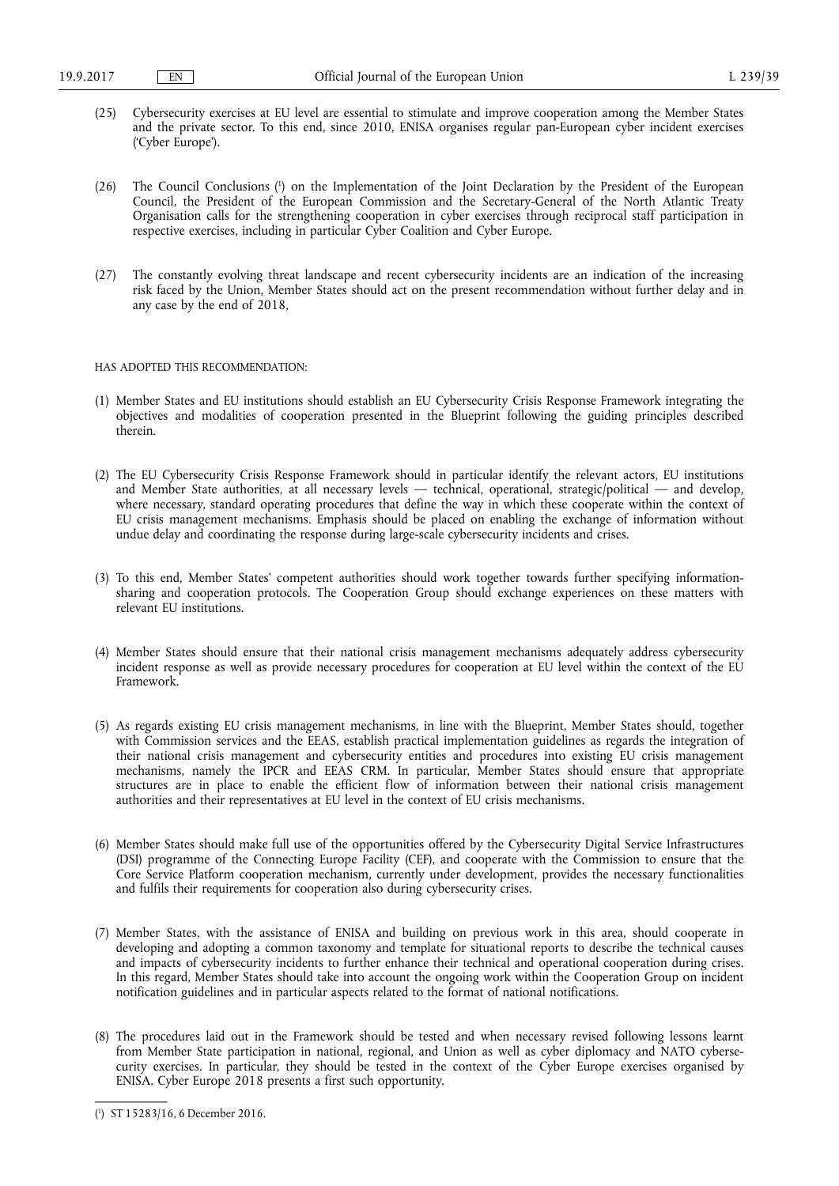(25) Cybersecurity exercises at EU level are essential to stimulate and improve cooperation among the Member States and the private sector. To this end, since 2010, ENISA organises regular pan-European cyber incident exercises ('Cyber Europe').

(26) The Council Conclusions [1] on the Implementation of the Joint Declaration by the President of the European Council, the President of the European Commission and the Secretary-General of the North Atlantic Treaty Organisation calls for the strengthening cooperation in cyber exercises through reciprocal staff participation in respective exercises, including in particular Cyber Coalition and Cyber Europe.

(27) The constantly evolving threat landscape and recent cybersecurity incidents are an indication of the increasing risk faced by the Union, Member States should act on the present recommendation without further delay and in any case by the end of 2018,

HAS ADOPTED THIS RECOMMENDATION:

(1) Member States and EU institutions should establish an EU Cybersecurity Crisis Response Framework integrating the objectives and modalities of cooperation presented in the Blueprint following the guiding principles described therein.

(2) The EU Cybersecurity Crisis Response Framework should in particular identify the relevant actors, EU institutions and Member State authorities, at all necessary levels — technical, operational, strategic/political — and develop, where necessary, standard operating procedures that define the way in which these cooperate within the context of EU crisis management mechanisms. Emphasis should be placed on enabling the exchange of information without undue delay and coordinating the response during large-scale cybersecurity incidents and crises.

(3) To this end, Member States' competent authorities should work together towards further specifying information-sharing and cooperation protocols. The Cooperation Group should exchange experiences on these matters with relevant EU institutions.

(4) Member States should ensure that their national crisis management mechanisms adequately address cybersecurity incident response as well as provide necessary procedures for cooperation at EU level within the context of the EU Framework.

(5) As regards existing EU crisis management mechanisms, in line with the Blueprint, Member States should, together with Commission services and the EEAS, establish practical implementation guidelines as regards the integration of their national crisis management and cybersecurity entities and procedures into existing EU crisis management mechanisms, namely the IPCR and EEAS CRM. In particular, Member States should ensure that appropriate structures are in place to enable the efficient flow of information between their national crisis management authorities and their representatives at EU level in the context of EU crisis mechanisms.

(6) Member States should make full use of the opportunities offered by the Cybersecurity Digital Service Infrastructures (DSI) programme of the Connecting Europe Facility (CEF), and cooperate with the Commission to ensure that the Core Service Platform cooperation mechanism, currently under development, provides the necessary functionalities and fulfils their requirements for cooperation also during cybersecurity crises.

(7) Member States, with the assistance of ENISA and building on previous work in this area, should cooperate in developing and adopting a common taxonomy and template for situational reports to describe the technical causes and impacts of cybersecurity incidents to further enhance their technical and operational cooperation during crises. In this regard, Member States should take into account the ongoing work within the Cooperation Group on incident notification guidelines and in particular aspects related to the format of national notifications.

(8) The procedures laid out in the Framework should be tested and when necessary revised following lessons learnt from Member State participation in national, regional, and Union as well as cyber diplomacy and NATO cybersecurity exercises. In particular, they should be tested in the context of the Cyber Europe exercises organised by ENISA. Cyber Europe 2018 presents a first such opportunity.

[1] ST 15283/16, 6 December 2016.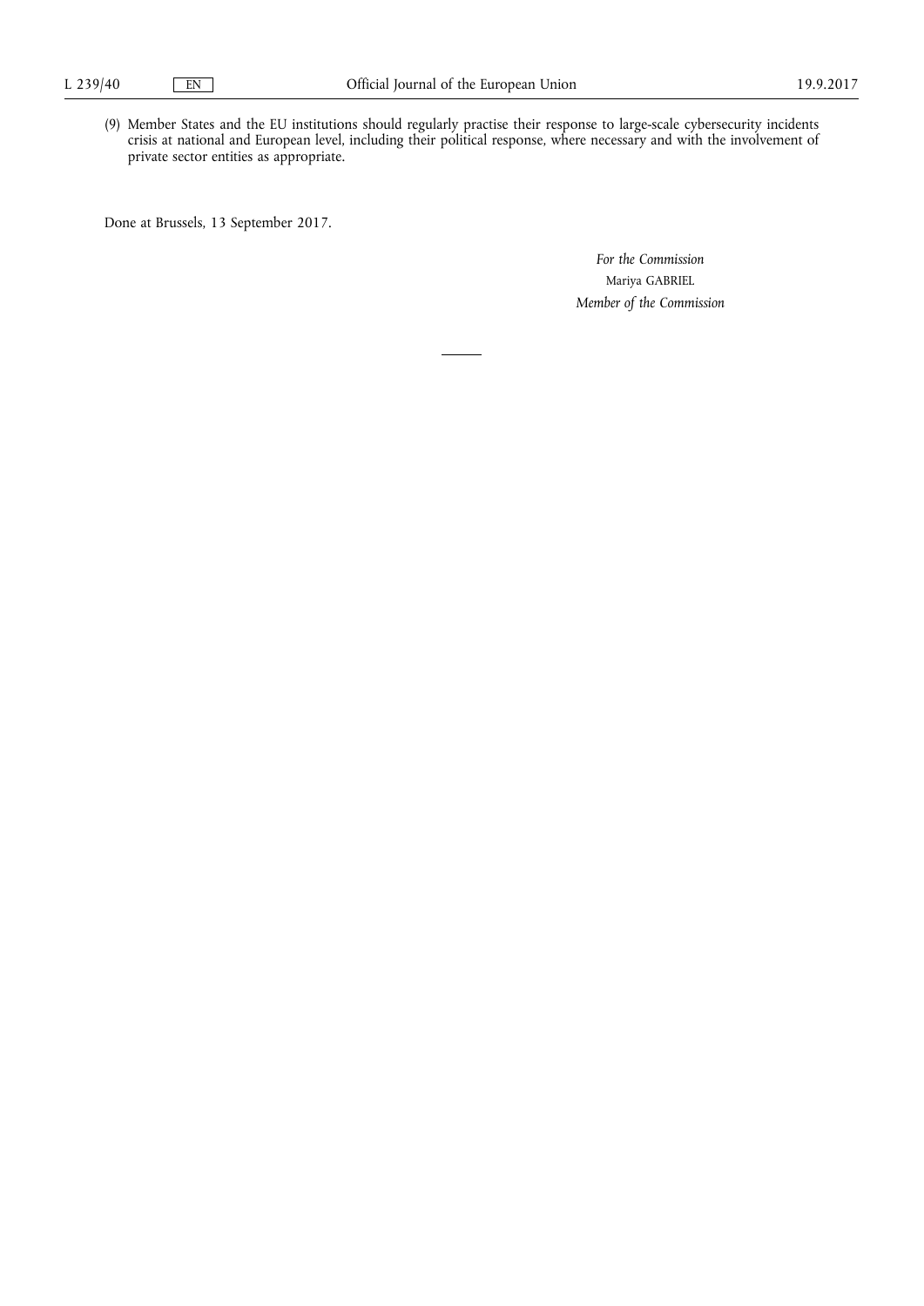(9) Member States and the EU institutions should regularly practise their response to large-scale cybersecurity incidents crisis at national and European level, including their political response, where necessary and with the involvement of private sector entities as appropriate.

Done at Brussels, 13 September 2017.

*For the Commission*

Mariya GABRIEL

*Member of the Commission*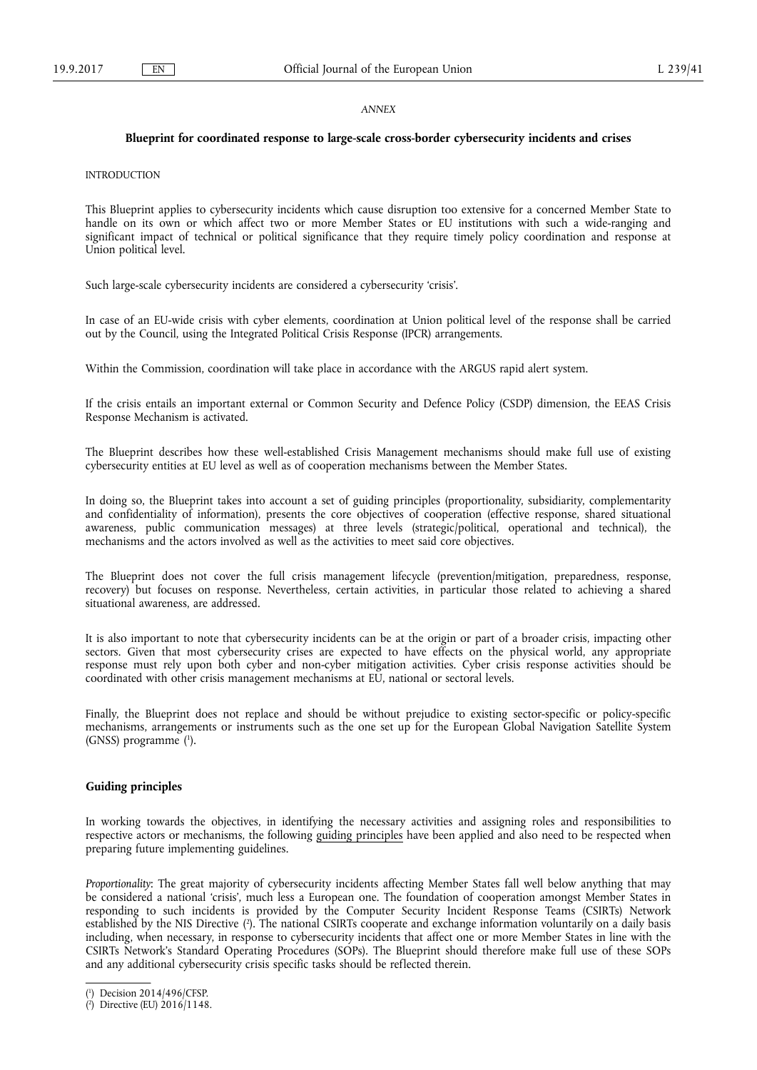*ANNEX*

## Blueprint for coordinated response to large-scale cross-border cybersecurity incidents and crises

INTRODUCTION

This Blueprint applies to cybersecurity incidents which cause disruption too extensive for a concerned Member State to handle on its own or which affect two or more Member States or EU institutions with such a wide-ranging and significant impact of technical or political significance that they require timely policy coordination and response at Union political level.

Such large-scale cybersecurity incidents are considered a cybersecurity 'crisis'.

In case of an EU-wide crisis with cyber elements, coordination at Union political level of the response shall be carried out by the Council, using the Integrated Political Crisis Response (IPCR) arrangements.

Within the Commission, coordination will take place in accordance with the ARGUS rapid alert system.

If the crisis entails an important external or Common Security and Defence Policy (CSDP) dimension, the EEAS Crisis Response Mechanism is activated.

The Blueprint describes how these well-established Crisis Management mechanisms should make full use of existing cybersecurity entities at EU level as well as of cooperation mechanisms between the Member States.

In doing so, the Blueprint takes into account a set of guiding principles (proportionality, subsidiarity, complementarity and confidentiality of information), presents the core objectives of cooperation (effective response, shared situational awareness, public communication messages) at three levels (strategic/political, operational and technical), the mechanisms and the actors involved as well as the activities to meet said core objectives.

The Blueprint does not cover the full crisis management lifecycle (prevention/mitigation, preparedness, response, recovery) but focuses on response. Nevertheless, certain activities, in particular those related to achieving a shared situational awareness, are addressed.

It is also important to note that cybersecurity incidents can be at the origin or part of a broader crisis, impacting other sectors. Given that most cybersecurity crises are expected to have effects on the physical world, any appropriate response must rely upon both cyber and non-cyber mitigation activities. Cyber crisis response activities should be coordinated with other crisis management mechanisms at EU, national or sectoral levels.

Finally, the Blueprint does not replace and should be without prejudice to existing sector-specific or policy-specific mechanisms, arrangements or instruments such as the one set up for the European Global Navigation Satellite System (GNSS) programme [1].

### Guiding principles

In working towards the objectives, in identifying the necessary activities and assigning roles and responsibilities to respective actors or mechanisms, the following guiding principles have been applied and also need to be respected when preparing future implementing guidelines.

*Proportionality*: The great majority of cybersecurity incidents affecting Member States fall well below anything that may be considered a national 'crisis', much less a European one. The foundation of cooperation amongst Member States in responding to such incidents is provided by the Computer Security Incident Response Teams (CSIRTs) Network established by the NIS Directive [2]. The national CSIRTs cooperate and exchange information voluntarily on a daily basis including, when necessary, in response to cybersecurity incidents that affect one or more Member States in line with the CSIRTs Network's Standard Operating Procedures (SOPs). The Blueprint should therefore make full use of these SOPs and any additional cybersecurity crisis specific tasks should be reflected therein.

[1] Decision 2014/496/CFSP.

[2] Directive (EU) 2016/1148.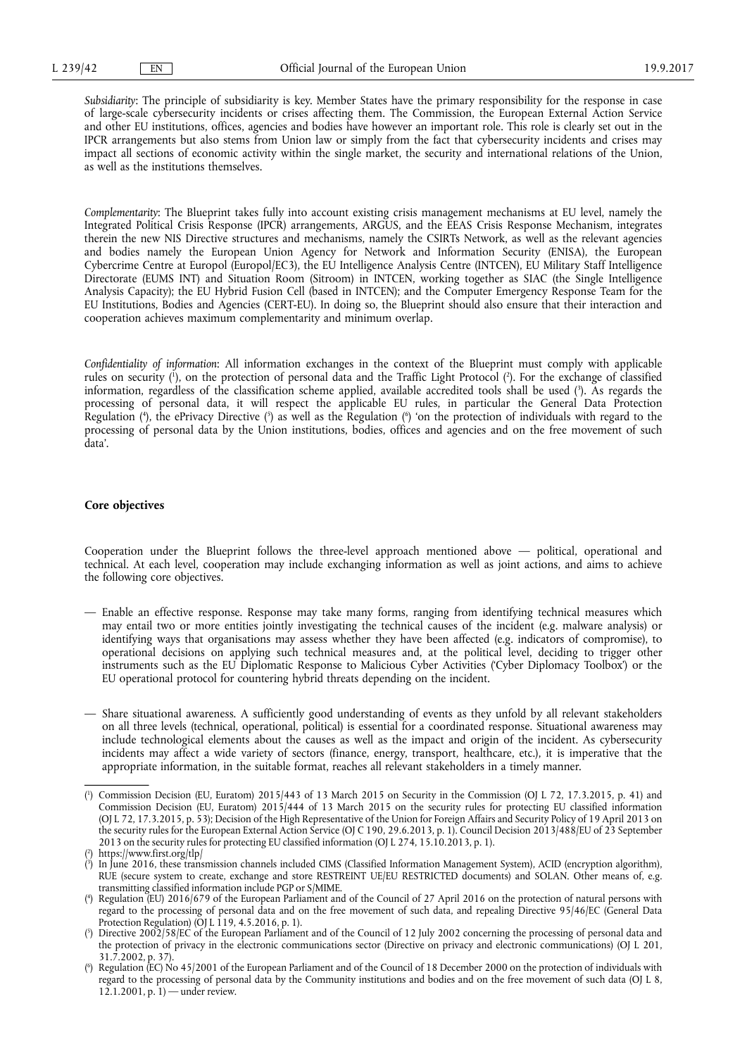*Subsidiarity*: The principle of subsidiarity is key. Member States have the primary responsibility for the response in case of large-scale cybersecurity incidents or crises affecting them. The Commission, the European External Action Service and other EU institutions, offices, agencies and bodies have however an important role. This role is clearly set out in the IPCR arrangements but also stems from Union law or simply from the fact that cybersecurity incidents and crises may impact all sections of economic activity within the single market, the security and international relations of the Union, as well as the institutions themselves.

*Complementarity*: The Blueprint takes fully into account existing crisis management mechanisms at EU level, namely the Integrated Political Crisis Response (IPCR) arrangements, ARGUS, and the EEAS Crisis Response Mechanism, integrates therein the new NIS Directive structures and mechanisms, namely the CSIRTs Network, as well as the relevant agencies and bodies namely the European Union Agency for Network and Information Security (ENISA), the European Cybercrime Centre at Europol (Europol/EC3), the EU Intelligence Analysis Centre (INTCEN), EU Military Staff Intelligence Directorate (EUMS INT) and Situation Room (Sitroom) in INTCEN, working together as SIAC (the Single Intelligence Analysis Capacity); the EU Hybrid Fusion Cell (based in INTCEN); and the Computer Emergency Response Team for the EU Institutions, Bodies and Agencies (CERT-EU). In doing so, the Blueprint should also ensure that their interaction and cooperation achieves maximum complementarity and minimum overlap.

*Confidentiality of information*: All information exchanges in the context of the Blueprint must comply with applicable rules on security [1], on the protection of personal data and the Traffic Light Protocol [2]. For the exchange of classified information, regardless of the classification scheme applied, available accredited tools shall be used [3]. As regards the processing of personal data, it will respect the applicable EU rules, in particular the General Data Protection Regulation [4], the ePrivacy Directive [5] as well as the Regulation [6] 'on the protection of individuals with regard to the processing of personal data by the Union institutions, bodies, offices and agencies and on the free movement of such data'.

**Core objectives**

Cooperation under the Blueprint follows the three-level approach mentioned above — political, operational and technical. At each level, cooperation may include exchanging information as well as joint actions, and aims to achieve the following core objectives.

— Enable an effective response. Response may take many forms, ranging from identifying technical measures which may entail two or more entities jointly investigating the technical causes of the incident (e.g. malware analysis) or identifying ways that organisations may assess whether they have been affected (e.g. indicators of compromise), to operational decisions on applying such technical measures and, at the political level, deciding to trigger other instruments such as the EU Diplomatic Response to Malicious Cyber Activities ('Cyber Diplomacy Toolbox') or the EU operational protocol for countering hybrid threats depending on the incident.

— Share situational awareness. A sufficiently good understanding of events as they unfold by all relevant stakeholders on all three levels (technical, operational, political) is essential for a coordinated response. Situational awareness may include technological elements about the causes as well as the impact and origin of the incident. As cybersecurity incidents may affect a wide variety of sectors (finance, energy, transport, healthcare, etc.), it is imperative that the appropriate information, in the suitable format, reaches all relevant stakeholders in a timely manner.

---

[1] Commission Decision (EU, Euratom) 2015/443 of 13 March 2015 on Security in the Commission (OJ L 72, 17.3.2015, p. 41) and Commission Decision (EU, Euratom) 2015/444 of 13 March 2015 on the security rules for protecting EU classified information (OJ L 72, 17.3.2015, p. 53); Decision of the High Representative of the Union for Foreign Affairs and Security Policy of 19 April 2013 on the security rules for the European External Action Service (OJ C 190, 29.6.2013, p. 1). Council Decision 2013/488/EU of 23 September 2013 on the security rules for protecting EU classified information (OJ L 274, 15.10.2013, p. 1).

[2] https://www.first.org/tlp/

[3] In June 2016, these transmission channels included CIMS (Classified Information Management System), ACID (encryption algorithm), RUE (secure system to create, exchange and store RESTREINT UE/EU RESTRICTED documents) and SOLAN. Other means of, e.g. transmitting classified information include PGP or S/MIME.

[4] Regulation (EU) 2016/679 of the European Parliament and of the Council of 27 April 2016 on the protection of natural persons with regard to the processing of personal data and on the free movement of such data, and repealing Directive 95/46/EC (General Data Protection Regulation) (OJ L 119, 4.5.2016, p. 1).

[5] Directive 2002/58/EC of the European Parliament and of the Council of 12 July 2002 concerning the processing of personal data and the protection of privacy in the electronic communications sector (Directive on privacy and electronic communications) (OJ L 201, 31.7.2002, p. 37).

[6] Regulation (EC) No 45/2001 of the European Parliament and of the Council of 18 December 2000 on the protection of individuals with regard to the processing of personal data by the Community institutions and bodies and on the free movement of such data (OJ L 8, 12.1.2001, p. 1) — under review.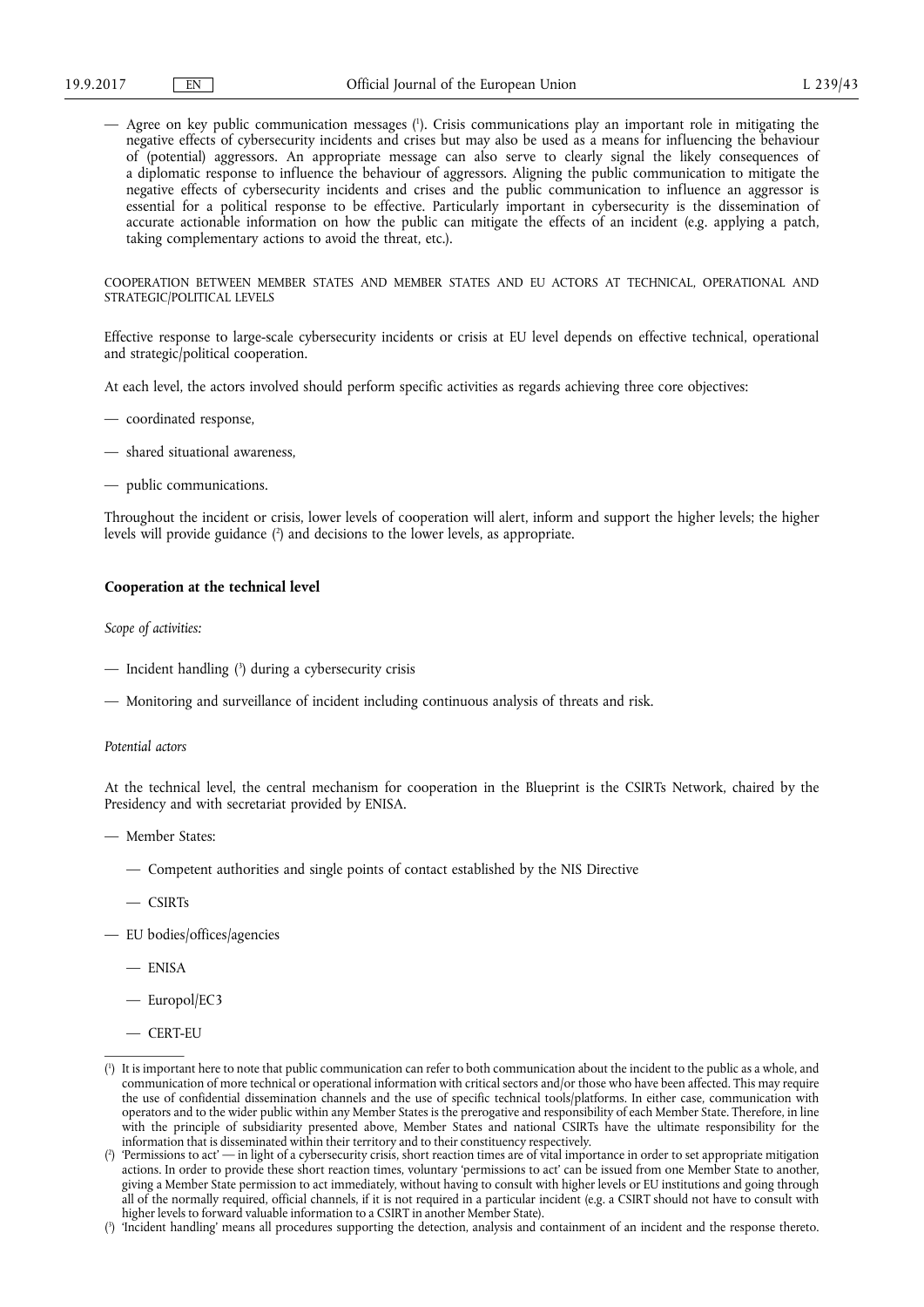— Agree on key public communication messages [1]. Crisis communications play an important role in mitigating the negative effects of cybersecurity incidents and crises but may also be used as a means for influencing the behaviour of (potential) aggressors. An appropriate message can also serve to clearly signal the likely consequences of a diplomatic response to influence the behaviour of aggressors. Aligning the public communication to mitigate the negative effects of cybersecurity incidents and crises and the public communication to influence an aggressor is essential for a political response to be effective. Particularly important in cybersecurity is the dissemination of accurate actionable information on how the public can mitigate the effects of an incident (e.g. applying a patch, taking complementary actions to avoid the threat, etc.).

COOPERATION BETWEEN MEMBER STATES AND MEMBER STATES AND EU ACTORS AT TECHNICAL, OPERATIONAL AND STRATEGIC/POLITICAL LEVELS

Effective response to large-scale cybersecurity incidents or crisis at EU level depends on effective technical, operational and strategic/political cooperation.

At each level, the actors involved should perform specific activities as regards achieving three core objectives:

— coordinated response,

— shared situational awareness,

— public communications.

Throughout the incident or crisis, lower levels of cooperation will alert, inform and support the higher levels; the higher levels will provide guidance [2] and decisions to the lower levels, as appropriate.

**Cooperation at the technical level**

*Scope of activities:*

— Incident handling [3] during a cybersecurity crisis

— Monitoring and surveillance of incident including continuous analysis of threats and risk.

*Potential actors*

At the technical level, the central mechanism for cooperation in the Blueprint is the CSIRTs Network, chaired by the Presidency and with secretariat provided by ENISA.

— Member States:

  — Competent authorities and single points of contact established by the NIS Directive

  — CSIRTs

— EU bodies/offices/agencies

  — ENISA

  — Europol/EC3

  — CERT-EU

---

[1] It is important here to note that public communication can refer to both communication about the incident to the public as a whole, and communication of more technical or operational information with critical sectors and/or those who have been affected. This may require the use of confidential dissemination channels and the use of specific technical tools/platforms. In either case, communication with operators and to the wider public within any Member States is the prerogative and responsibility of each Member State. Therefore, in line with the principle of subsidiarity presented above, Member States and national CSIRTs have the ultimate responsibility for the information that is disseminated within their territory and to their constituency respectively.

[2] 'Permissions to act' — in light of a cybersecurity crisis, short reaction times are of vital importance in order to set appropriate mitigation actions. In order to provide these short reaction times, voluntary 'permissions to act' can be issued from one Member State to another, giving a Member State permission to act immediately, without having to consult with higher levels or EU institutions and going through all of the normally required, official channels, if it is not required in a particular incident (e.g. a CSIRT should not have to consult with higher levels to forward valuable information to a CSIRT in another Member State).

[3] 'Incident handling' means all procedures supporting the detection, analysis and containment of an incident and the response thereto.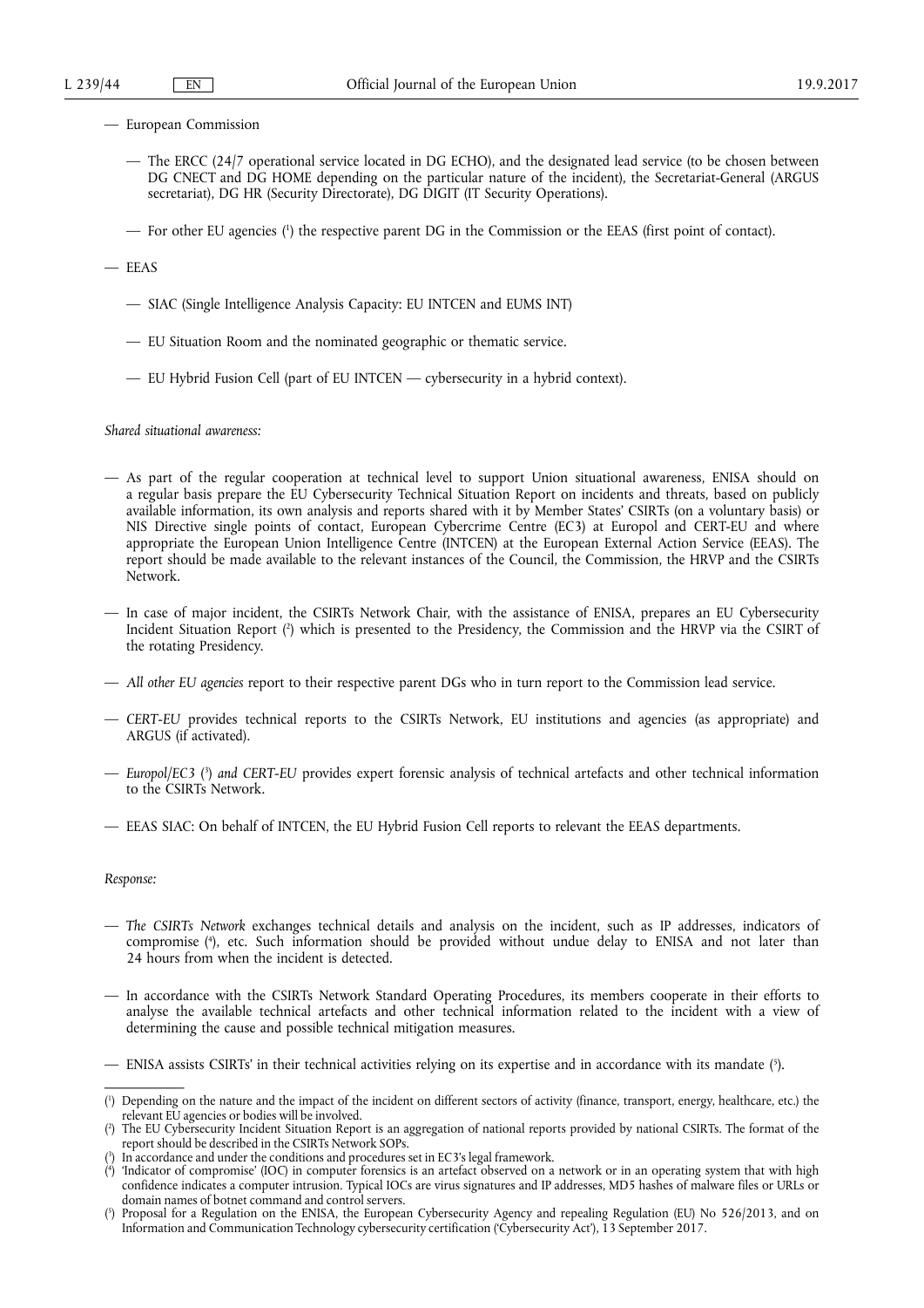— European Commission

  — The ERCC (24/7 operational service located in DG ECHO), and the designated lead service (to be chosen between DG CNECT and DG HOME depending on the particular nature of the incident), the Secretariat-General (ARGUS secretariat), DG HR (Security Directorate), DG DIGIT (IT Security Operations).

  — For other EU agencies [1] the respective parent DG in the Commission or the EEAS (first point of contact).

— EEAS

  — SIAC (Single Intelligence Analysis Capacity: EU INTCEN and EUMS INT)

  — EU Situation Room and the nominated geographic or thematic service.

  — EU Hybrid Fusion Cell (part of EU INTCEN — cybersecurity in a hybrid context).

*Shared situational awareness:*

— As part of the regular cooperation at technical level to support Union situational awareness, ENISA should on a regular basis prepare the EU Cybersecurity Technical Situation Report on incidents and threats, based on publicly available information, its own analysis and reports shared with it by Member States' CSIRTs (on a voluntary basis) or NIS Directive single points of contact, European Cybercrime Centre (EC3) at Europol and CERT-EU and where appropriate the European Union Intelligence Centre (INTCEN) at the European External Action Service (EEAS). The report should be made available to the relevant instances of the Council, the Commission, the HRVP and the CSIRTs Network.

— In case of major incident, the CSIRTs Network Chair, with the assistance of ENISA, prepares an EU Cybersecurity Incident Situation Report [2] which is presented to the Presidency, the Commission and the HRVP via the CSIRT of the rotating Presidency.

— *All other EU agencies* report to their respective parent DGs who in turn report to the Commission lead service.

— *CERT-EU* provides technical reports to the CSIRTs Network, EU institutions and agencies (as appropriate) and ARGUS (if activated).

— *Europol/EC3* [3] *and CERT-EU* provides expert forensic analysis of technical artefacts and other technical information to the CSIRTs Network.

— EEAS SIAC: On behalf of INTCEN, the EU Hybrid Fusion Cell reports to relevant the EEAS departments.

*Response:*

— *The CSIRTs Network* exchanges technical details and analysis on the incident, such as IP addresses, indicators of compromise [4], etc. Such information should be provided without undue delay to ENISA and not later than 24 hours from when the incident is detected.

— In accordance with the CSIRTs Network Standard Operating Procedures, its members cooperate in their efforts to analyse the available technical artefacts and other technical information related to the incident with a view of determining the cause and possible technical mitigation measures.

— ENISA assists CSIRTs' in their technical activities relying on its expertise and in accordance with its mandate [5].

---

[1] Depending on the nature and the impact of the incident on different sectors of activity (finance, transport, energy, healthcare, etc.) the relevant EU agencies or bodies will be involved.

[2] The EU Cybersecurity Incident Situation Report is an aggregation of national reports provided by national CSIRTs. The format of the report should be described in the CSIRTs Network SOPs.

[3] In accordance and under the conditions and procedures set in EC3's legal framework.

[4] 'Indicator of compromise' (IOC) in computer forensics is an artefact observed on a network or in an operating system that with high confidence indicates a computer intrusion. Typical IOCs are virus signatures and IP addresses, MD5 hashes of malware files or URLs or domain names of botnet command and control servers.

[5] Proposal for a Regulation on the ENISA, the European Cybersecurity Agency and repealing Regulation (EU) No 526/2013, and on Information and Communication Technology cybersecurity certification ('Cybersecurity Act'), 13 September 2017.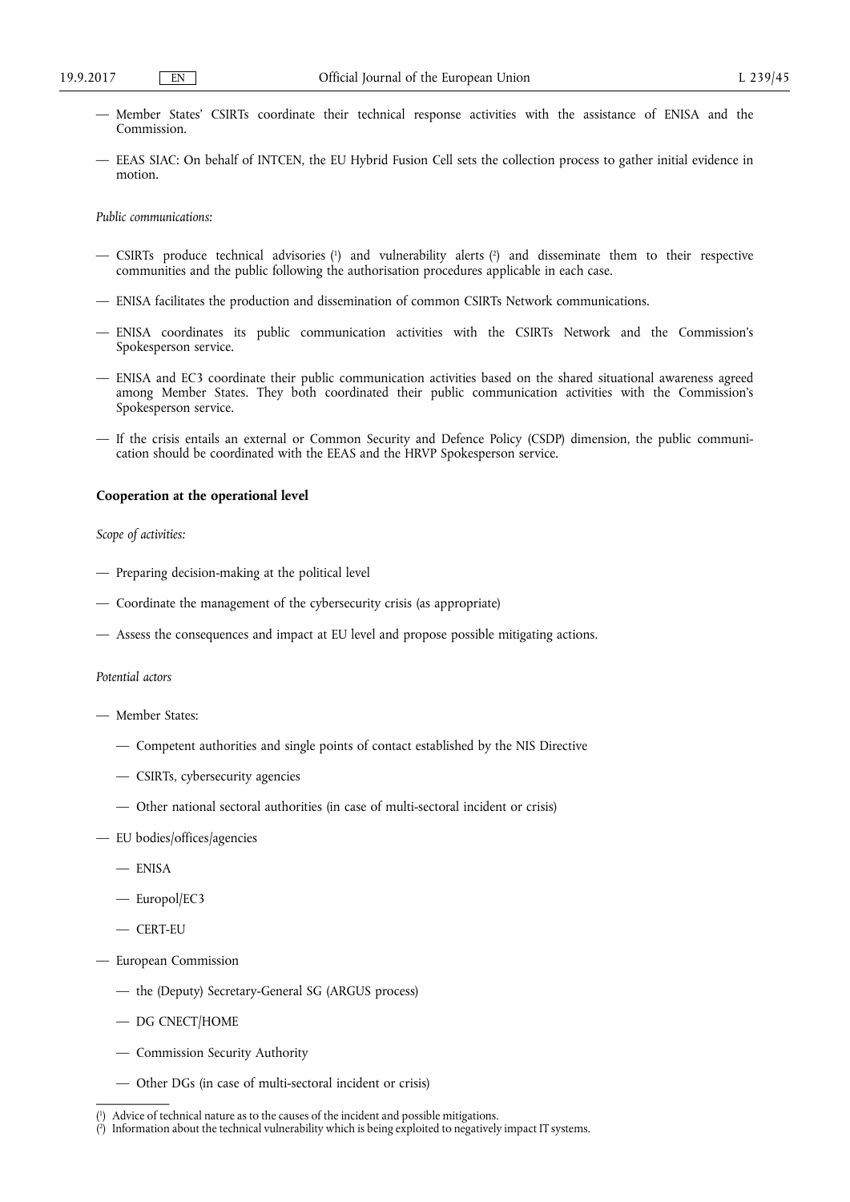— Member States' CSIRTs coordinate their technical response activities with the assistance of ENISA and the Commission.

— EEAS SIAC: On behalf of INTCEN, the EU Hybrid Fusion Cell sets the collection process to gather initial evidence in motion.

*Public communications:*

— CSIRTs produce technical advisories [1] and vulnerability alerts [2] and disseminate them to their respective communities and the public following the authorisation procedures applicable in each case.

— ENISA facilitates the production and dissemination of common CSIRTs Network communications.

— ENISA coordinates its public communication activities with the CSIRTs Network and the Commission's Spokesperson service.

— ENISA and EC3 coordinate their public communication activities based on the shared situational awareness agreed among Member States. They both coordinated their public communication activities with the Commission's Spokesperson service.

— If the crisis entails an external or Common Security and Defence Policy (CSDP) dimension, the public communication should be coordinated with the EEAS and the HRVP Spokesperson service.

**Cooperation at the operational level**

*Scope of activities:*

— Preparing decision-making at the political level

— Coordinate the management of the cybersecurity crisis (as appropriate)

— Assess the consequences and impact at EU level and propose possible mitigating actions.

*Potential actors*

— Member States:

  — Competent authorities and single points of contact established by the NIS Directive

  — CSIRTs, cybersecurity agencies

  — Other national sectoral authorities (in case of multi-sectoral incident or crisis)

— EU bodies/offices/agencies

  — ENISA

  — Europol/EC3

  — CERT-EU

— European Commission

  — the (Deputy) Secretary-General SG (ARGUS process)

  — DG CNECT/HOME

  — Commission Security Authority

  — Other DGs (in case of multi-sectoral incident or crisis)

---

[1] Advice of technical nature as to the causes of the incident and possible mitigations.

[2] Information about the technical vulnerability which is being exploited to negatively impact IT systems.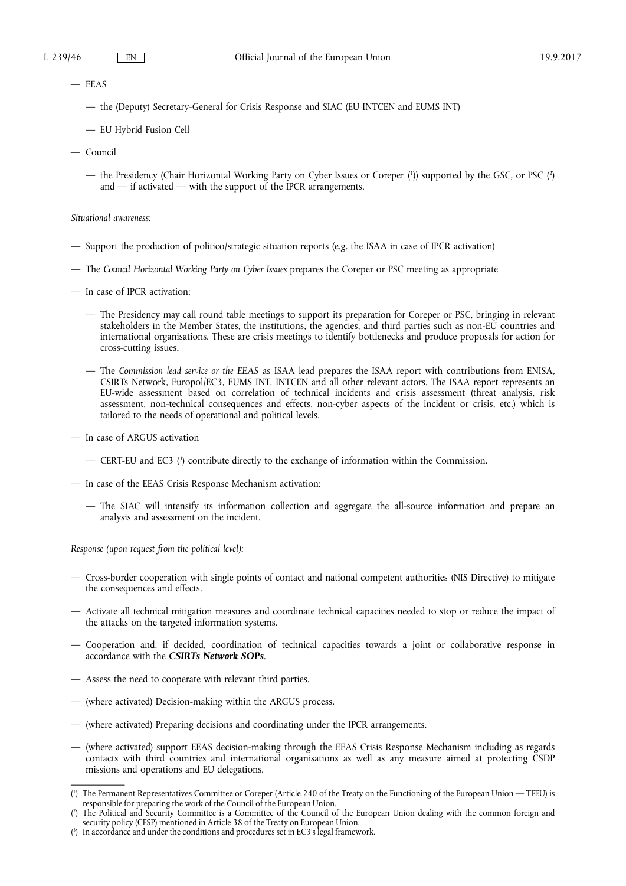— EEAS

  — the (Deputy) Secretary-General for Crisis Response and SIAC (EU INTCEN and EUMS INT)

  — EU Hybrid Fusion Cell

— Council

  — the Presidency (Chair Horizontal Working Party on Cyber Issues or Coreper ([1])) supported by the GSC, or PSC ([2]) and — if activated — with the support of the IPCR arrangements.

*Situational awareness:*

— Support the production of politico/strategic situation reports (e.g. the ISAA in case of IPCR activation)

— The *Council Horizontal Working Party on Cyber Issues* prepares the Coreper or PSC meeting as appropriate

— In case of IPCR activation:

  — The Presidency may call round table meetings to support its preparation for Coreper or PSC, bringing in relevant stakeholders in the Member States, the institutions, the agencies, and third parties such as non-EU countries and international organisations. These are crisis meetings to identify bottlenecks and produce proposals for action for cross-cutting issues.

  — The *Commission lead service or the EEAS* as ISAA lead prepares the ISAA report with contributions from ENISA, CSIRTs Network, Europol/EC3, EUMS INT, INTCEN and all other relevant actors. The ISAA report represents an EU-wide assessment based on correlation of technical incidents and crisis assessment (threat analysis, risk assessment, non-technical consequences and effects, non-cyber aspects of the incident or crisis, etc.) which is tailored to the needs of operational and political levels.

— In case of ARGUS activation

  — CERT-EU and EC3 ([3]) contribute directly to the exchange of information within the Commission.

— In case of the EEAS Crisis Response Mechanism activation:

  — The SIAC will intensify its information collection and aggregate the all-source information and prepare an analysis and assessment on the incident.

*Response (upon request from the political level):*

— Cross-border cooperation with single points of contact and national competent authorities (NIS Directive) to mitigate the consequences and effects.

— Activate all technical mitigation measures and coordinate technical capacities needed to stop or reduce the impact of the attacks on the targeted information systems.

— Cooperation and, if decided, coordination of technical capacities towards a joint or collaborative response in accordance with the ***CSIRTs Network SOPs***.

— Assess the need to cooperate with relevant third parties.

— (where activated) Decision-making within the ARGUS process.

— (where activated) Preparing decisions and coordinating under the IPCR arrangements.

— (where activated) support EEAS decision-making through the EEAS Crisis Response Mechanism including as regards contacts with third countries and international organisations as well as any measure aimed at protecting CSDP missions and operations and EU delegations.

---

([1]) The Permanent Representatives Committee or Coreper (Article 240 of the Treaty on the Functioning of the European Union — TFEU) is responsible for preparing the work of the Council of the European Union.

([2]) The Political and Security Committee is a Committee of the Council of the European Union dealing with the common foreign and security policy (CFSP) mentioned in Article 38 of the Treaty on European Union.

([3]) In accordance and under the conditions and procedures set in EC3's legal framework.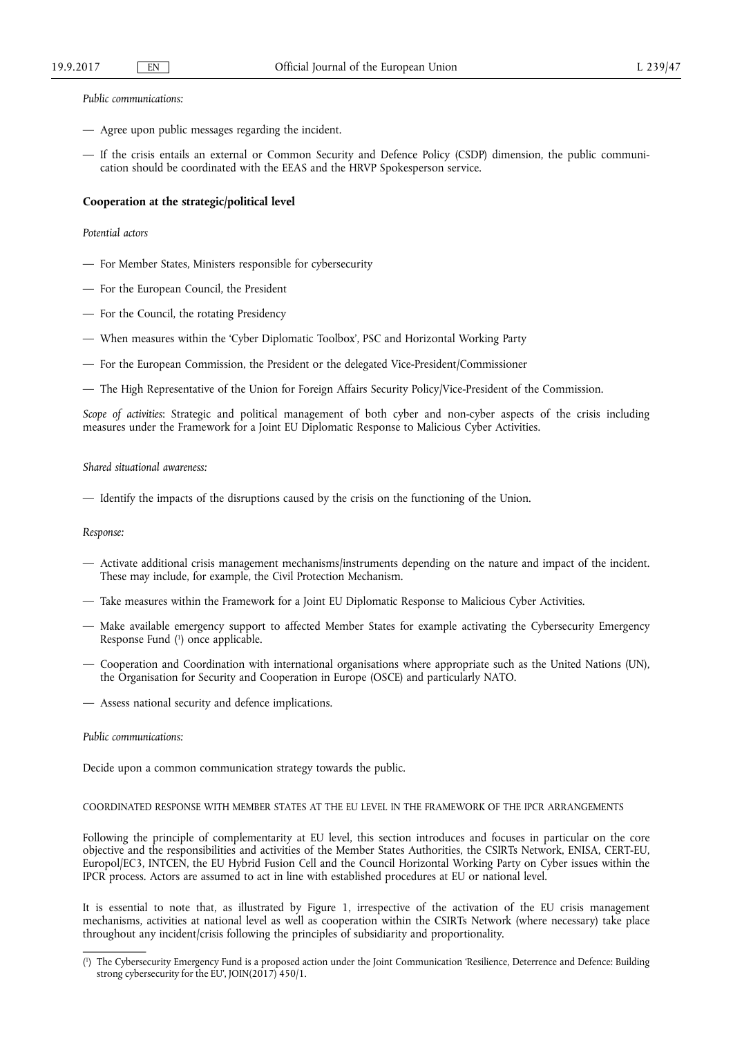*Public communications:*

— Agree upon public messages regarding the incident.

— If the crisis entails an external or Common Security and Defence Policy (CSDP) dimension, the public communication should be coordinated with the EEAS and the HRVP Spokesperson service.

**Cooperation at the strategic/political level**

*Potential actors*

— For Member States, Ministers responsible for cybersecurity

— For the European Council, the President

— For the Council, the rotating Presidency

— When measures within the 'Cyber Diplomatic Toolbox', PSC and Horizontal Working Party

— For the European Commission, the President or the delegated Vice-President/Commissioner

— The High Representative of the Union for Foreign Affairs Security Policy/Vice-President of the Commission.

*Scope of activities*: Strategic and political management of both cyber and non-cyber aspects of the crisis including measures under the Framework for a Joint EU Diplomatic Response to Malicious Cyber Activities.

*Shared situational awareness:*

— Identify the impacts of the disruptions caused by the crisis on the functioning of the Union.

*Response:*

— Activate additional crisis management mechanisms/instruments depending on the nature and impact of the incident. These may include, for example, the Civil Protection Mechanism.

— Take measures within the Framework for a Joint EU Diplomatic Response to Malicious Cyber Activities.

— Make available emergency support to affected Member States for example activating the Cybersecurity Emergency Response Fund [1] once applicable.

— Cooperation and Coordination with international organisations where appropriate such as the United Nations (UN), the Organisation for Security and Cooperation in Europe (OSCE) and particularly NATO.

— Assess national security and defence implications.

*Public communications:*

Decide upon a common communication strategy towards the public.

COORDINATED RESPONSE WITH MEMBER STATES AT THE EU LEVEL IN THE FRAMEWORK OF THE IPCR ARRANGEMENTS

Following the principle of complementarity at EU level, this section introduces and focuses in particular on the core objective and the responsibilities and activities of the Member States Authorities, the CSIRTs Network, ENISA, CERT-EU, Europol/EC3, INTCEN, the EU Hybrid Fusion Cell and the Council Horizontal Working Party on Cyber issues within the IPCR process. Actors are assumed to act in line with established procedures at EU or national level.

It is essential to note that, as illustrated by Figure 1, irrespective of the activation of the EU crisis management mechanisms, activities at national level as well as cooperation within the CSIRTs Network (where necessary) take place throughout any incident/crisis following the principles of subsidiarity and proportionality.

[1] The Cybersecurity Emergency Fund is a proposed action under the Joint Communication 'Resilience, Deterrence and Defence: Building strong cybersecurity for the EU', JOIN(2017) 450/1.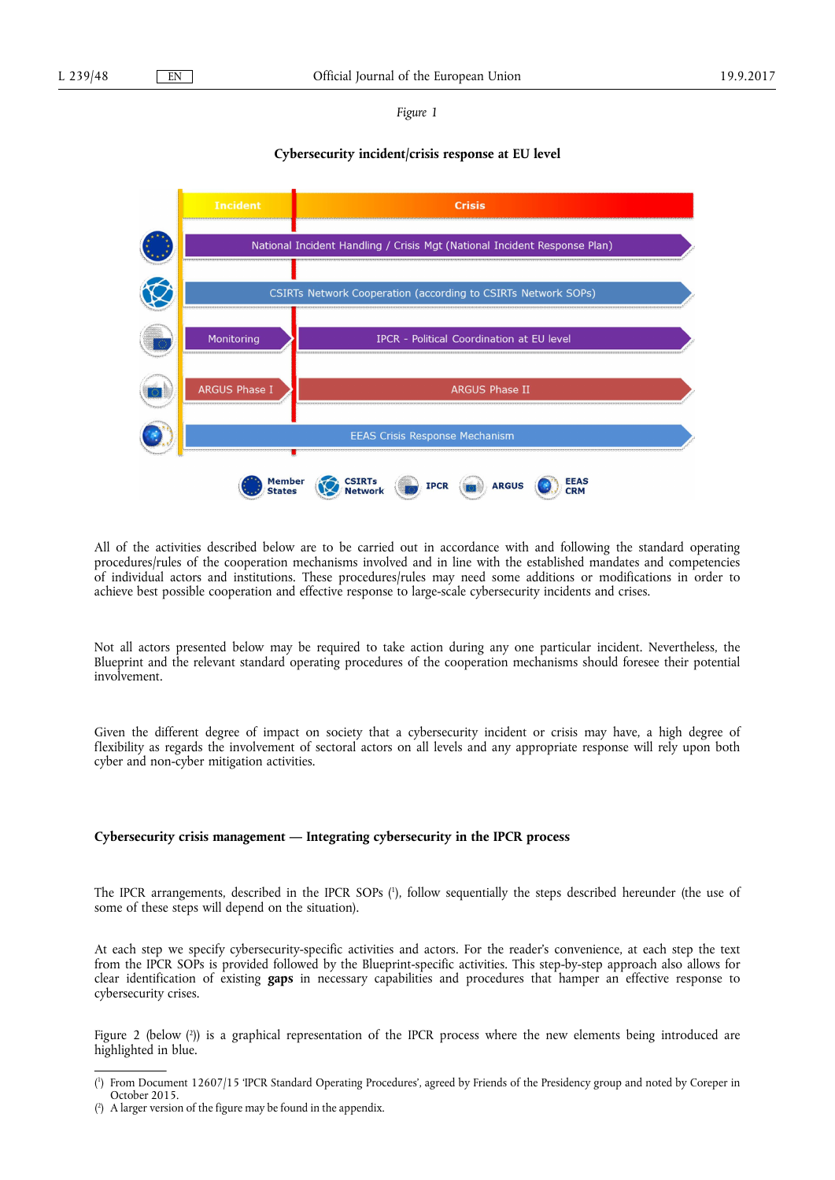*Figure 1*

**Cybersecurity incident/crisis response at EU level**

All of the activities described below are to be carried out in accordance with and following the standard operating procedures/rules of the cooperation mechanisms involved and in line with the established mandates and competencies of individual actors and institutions. These procedures/rules may need some additions or modifications in order to achieve best possible cooperation and effective response to large-scale cybersecurity incidents and crises.

Not all actors presented below may be required to take action during any one particular incident. Nevertheless, the Blueprint and the relevant standard operating procedures of the cooperation mechanisms should foresee their potential involvement.

Given the different degree of impact on society that a cybersecurity incident or crisis may have, a high degree of flexibility as regards the involvement of sectoral actors on all levels and any appropriate response will rely upon both cyber and non-cyber mitigation activities.

**Cybersecurity crisis management — Integrating cybersecurity in the IPCR process**

The IPCR arrangements, described in the IPCR SOPs [1], follow sequentially the steps described hereunder (the use of some of these steps will depend on the situation).

At each step we specify cybersecurity-specific activities and actors. For the reader's convenience, at each step the text from the IPCR SOPs is provided followed by the Blueprint-specific activities. This step-by-step approach also allows for clear identification of existing **gaps** in necessary capabilities and procedures that hamper an effective response to cybersecurity crises.

Figure 2 (below [2]) is a graphical representation of the IPCR process where the new elements being introduced are highlighted in blue.

---

[1] From Document 12607/15 'IPCR Standard Operating Procedures', agreed by Friends of the Presidency group and noted by Coreper in October 2015.

[2] A larger version of the figure may be found in the appendix.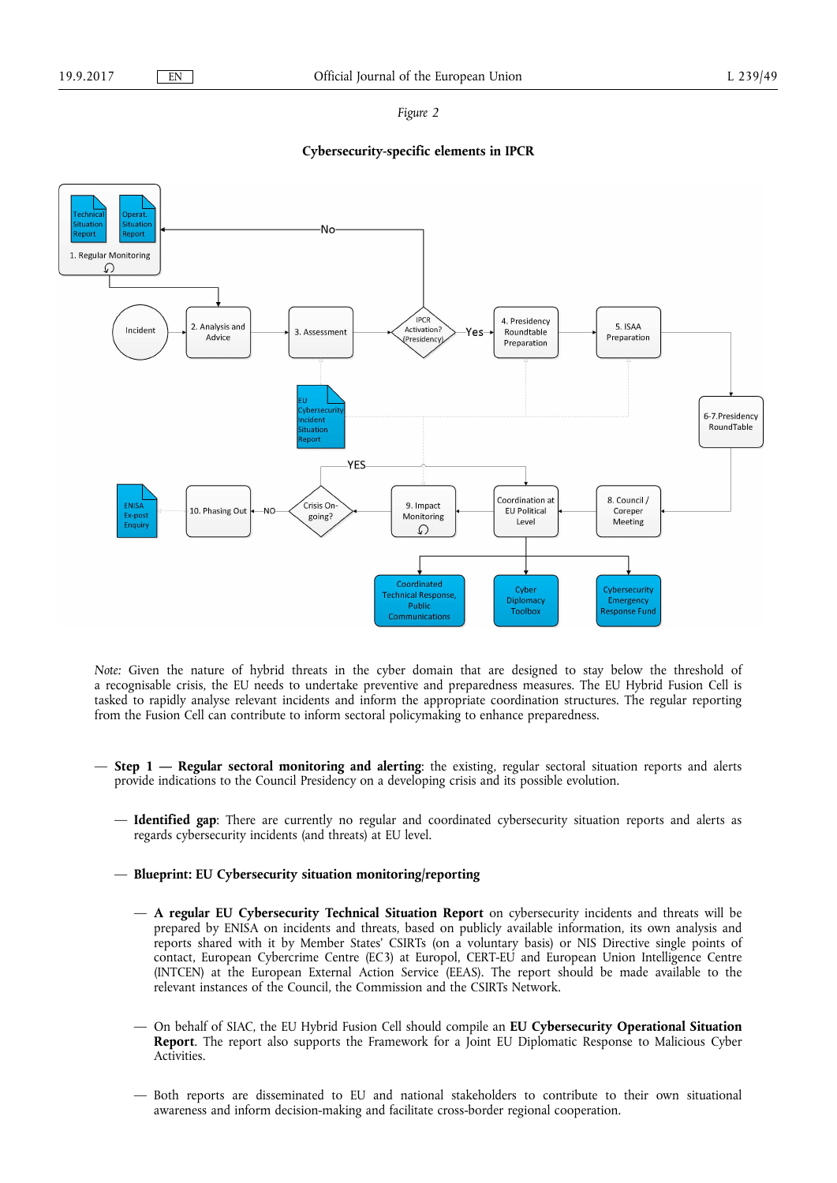*Figure 2*

**Cybersecurity-specific elements in IPCR**

*Note:* Given the nature of hybrid threats in the cyber domain that are designed to stay below the threshold of a recognisable crisis, the EU needs to undertake preventive and preparedness measures. The EU Hybrid Fusion Cell is tasked to rapidly analyse relevant incidents and inform the appropriate coordination structures. The regular reporting from the Fusion Cell can contribute to inform sectoral policymaking to enhance preparedness.

— **Step 1 — Regular sectoral monitoring and alerting**: the existing, regular sectoral situation reports and alerts provide indications to the Council Presidency on a developing crisis and its possible evolution.

— **Identified gap**: There are currently no regular and coordinated cybersecurity situation reports and alerts as regards cybersecurity incidents (and threats) at EU level.

— **Blueprint: EU Cybersecurity situation monitoring/reporting**

— **A regular EU Cybersecurity Technical Situation Report** on cybersecurity incidents and threats will be prepared by ENISA on incidents and threats, based on publicly available information, its own analysis and reports shared with it by Member States' CSIRTs (on a voluntary basis) or NIS Directive single points of contact, European Cybercrime Centre (EC3) at Europol, CERT-EU and European Union Intelligence Centre (INTCEN) at the European External Action Service (EEAS). The report should be made available to the relevant instances of the Council, the Commission and the CSIRTs Network.

— On behalf of SIAC, the EU Hybrid Fusion Cell should compile an **EU Cybersecurity Operational Situation Report**. The report also supports the Framework for a Joint EU Diplomatic Response to Malicious Cyber Activities.

— Both reports are disseminated to EU and national stakeholders to contribute to their own situational awareness and inform decision-making and facilitate cross-border regional cooperation.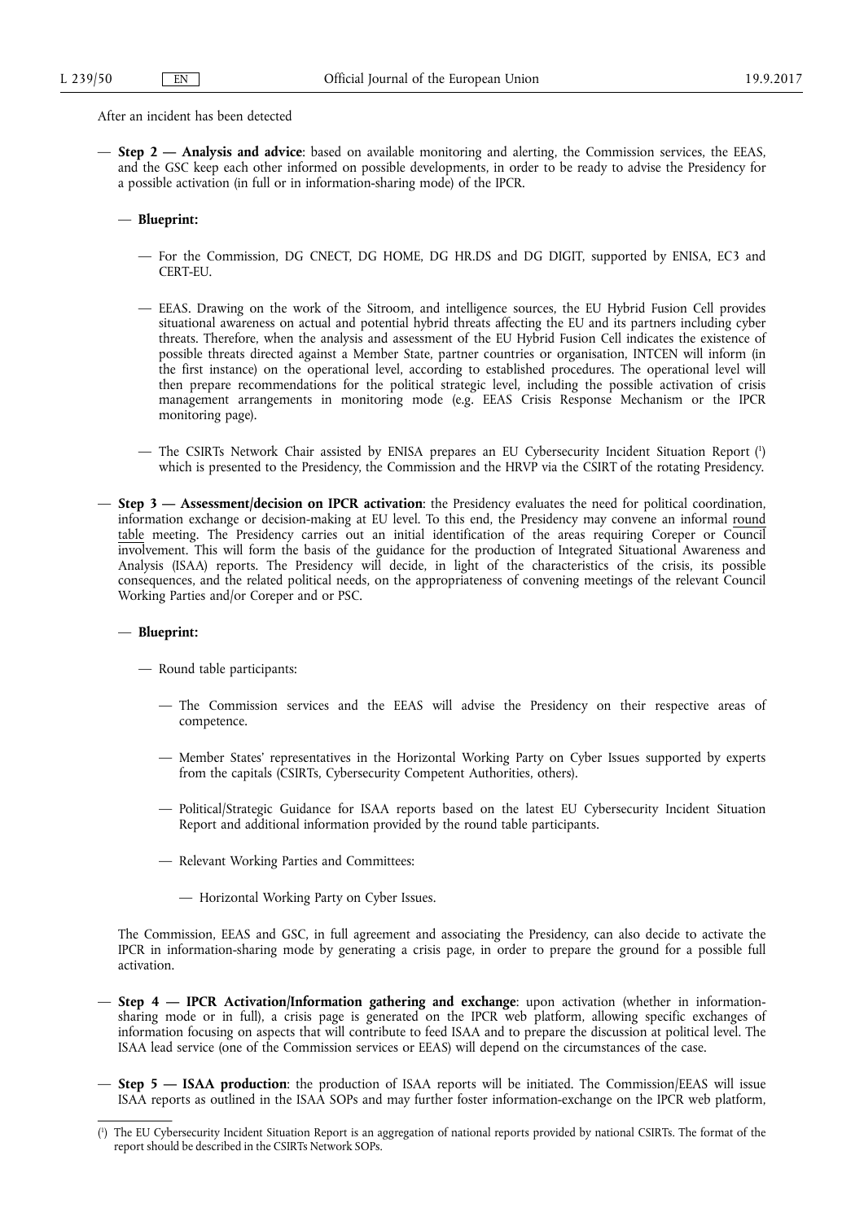After an incident has been detected

- **Step 2 — Analysis and advice**: based on available monitoring and alerting, the Commission services, the EEAS, and the GSC keep each other informed on possible developments, in order to be ready to advise the Presidency for a possible activation (in full or in information-sharing mode) of the IPCR.

  - **Blueprint:**

    - For the Commission, DG CNECT, DG HOME, DG HR.DS and DG DIGIT, supported by ENISA, EC3 and CERT-EU.

    - EEAS. Drawing on the work of the Sitroom, and intelligence sources, the EU Hybrid Fusion Cell provides situational awareness on actual and potential hybrid threats affecting the EU and its partners including cyber threats. Therefore, when the analysis and assessment of the EU Hybrid Fusion Cell indicates the existence of possible threats directed against a Member State, partner countries or organisation, INTCEN will inform (in the first instance) on the operational level, according to established procedures. The operational level will then prepare recommendations for the political strategic level, including the possible activation of crisis management arrangements in monitoring mode (e.g. EEAS Crisis Response Mechanism or the IPCR monitoring page).

    - The CSIRTs Network Chair assisted by ENISA prepares an EU Cybersecurity Incident Situation Report [1] which is presented to the Presidency, the Commission and the HRVP via the CSIRT of the rotating Presidency.

- **Step 3 — Assessment/decision on IPCR activation**: the Presidency evaluates the need for political coordination, information exchange or decision-making at EU level. To this end, the Presidency may convene an informal round table meeting. The Presidency carries out an initial identification of the areas requiring Coreper or Council involvement. This will form the basis of the guidance for the production of Integrated Situational Awareness and Analysis (ISAA) reports. The Presidency will decide, in light of the characteristics of the crisis, its possible consequences, and the related political needs, on the appropriateness of convening meetings of the relevant Council Working Parties and/or Coreper and or PSC.

  - **Blueprint:**

    - Round table participants:

      - The Commission services and the EEAS will advise the Presidency on their respective areas of competence.

      - Member States' representatives in the Horizontal Working Party on Cyber Issues supported by experts from the capitals (CSIRTs, Cybersecurity Competent Authorities, others).

      - Political/Strategic Guidance for ISAA reports based on the latest EU Cybersecurity Incident Situation Report and additional information provided by the round table participants.

      - Relevant Working Parties and Committees:

        - Horizontal Working Party on Cyber Issues.

  The Commission, EEAS and GSC, in full agreement and associating the Presidency, can also decide to activate the IPCR in information-sharing mode by generating a crisis page, in order to prepare the ground for a possible full activation.

- **Step 4 — IPCR Activation/Information gathering and exchange**: upon activation (whether in information-sharing mode or in full), a crisis page is generated on the IPCR web platform, allowing specific exchanges of information focusing on aspects that will contribute to feed ISAA and to prepare the discussion at political level. The ISAA lead service (one of the Commission services or EEAS) will depend on the circumstances of the case.

- **Step 5 — ISAA production**: the production of ISAA reports will be initiated. The Commission/EEAS will issue ISAA reports as outlined in the ISAA SOPs and may further foster information-exchange on the IPCR web platform,

---

[1] The EU Cybersecurity Incident Situation Report is an aggregation of national reports provided by national CSIRTs. The format of the report should be described in the CSIRTs Network SOPs.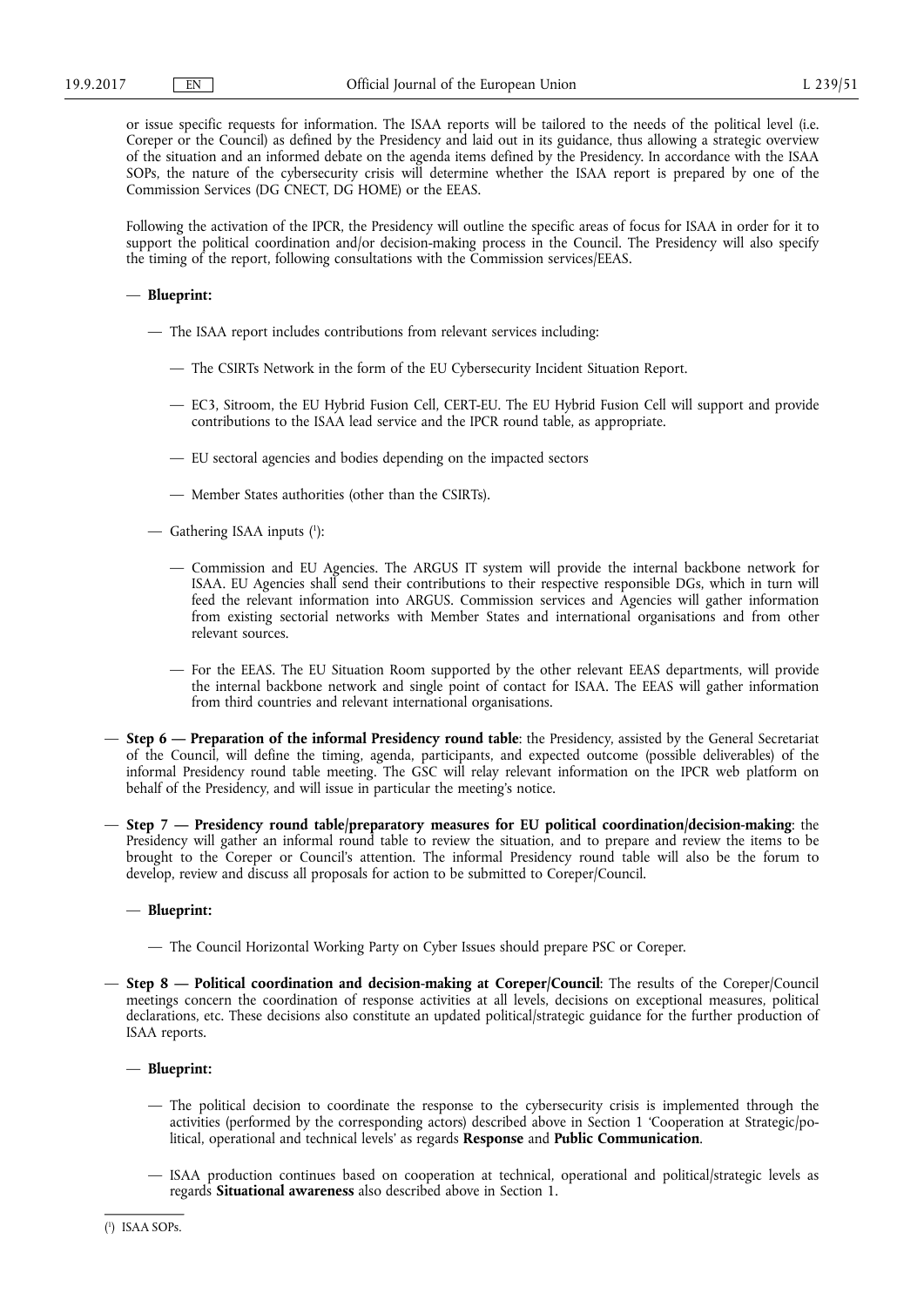or issue specific requests for information. The ISAA reports will be tailored to the needs of the political level (i.e. Coreper or the Council) as defined by the Presidency and laid out in its guidance, thus allowing a strategic overview of the situation and an informed debate on the agenda items defined by the Presidency. In accordance with the ISAA SOPs, the nature of the cybersecurity crisis will determine whether the ISAA report is prepared by one of the Commission Services (DG CNECT, DG HOME) or the EEAS.

Following the activation of the IPCR, the Presidency will outline the specific areas of focus for ISAA in order for it to support the political coordination and/or decision-making process in the Council. The Presidency will also specify the timing of the report, following consultations with the Commission services/EEAS.

- **Blueprint:**
  - The ISAA report includes contributions from relevant services including:
    - The CSIRTs Network in the form of the EU Cybersecurity Incident Situation Report.
    - EC3, Sitroom, the EU Hybrid Fusion Cell, CERT-EU. The EU Hybrid Fusion Cell will support and provide contributions to the ISAA lead service and the IPCR round table, as appropriate.
    - EU sectoral agencies and bodies depending on the impacted sectors
    - Member States authorities (other than the CSIRTs).
  - Gathering ISAA inputs [1]:
    - Commission and EU Agencies. The ARGUS IT system will provide the internal backbone network for ISAA. EU Agencies shall send their contributions to their respective responsible DGs, which in turn will feed the relevant information into ARGUS. Commission services and Agencies will gather information from existing sectorial networks with Member States and international organisations and from other relevant sources.
    - For the EEAS. The EU Situation Room supported by the other relevant EEAS departments, will provide the internal backbone network and single point of contact for ISAA. The EEAS will gather information from third countries and relevant international organisations.

- **Step 6 — Preparation of the informal Presidency round table**: the Presidency, assisted by the General Secretariat of the Council, will define the timing, agenda, participants, and expected outcome (possible deliverables) of the informal Presidency round table meeting. The GSC will relay relevant information on the IPCR web platform on behalf of the Presidency, and will issue in particular the meeting's notice.

- **Step 7 — Presidency round table/preparatory measures for EU political coordination/decision-making**: the Presidency will gather an informal round table to review the situation, and to prepare and review the items to be brought to the Coreper or Council's attention. The informal Presidency round table will also be the forum to develop, review and discuss all proposals for action to be submitted to Coreper/Council.
  - **Blueprint:**
    - The Council Horizontal Working Party on Cyber Issues should prepare PSC or Coreper.

- **Step 8 — Political coordination and decision-making at Coreper/Council**: The results of the Coreper/Council meetings concern the coordination of response activities at all levels, decisions on exceptional measures, political declarations, etc. These decisions also constitute an updated political/strategic guidance for the further production of ISAA reports.
  - **Blueprint:**
    - The political decision to coordinate the response to the cybersecurity crisis is implemented through the activities (performed by the corresponding actors) described above in Section 1 'Cooperation at Strategic/political, operational and technical levels' as regards **Response** and **Public Communication**.
    - ISAA production continues based on cooperation at technical, operational and political/strategic levels as regards **Situational awareness** also described above in Section 1.

---

[1] ISAA SOPs.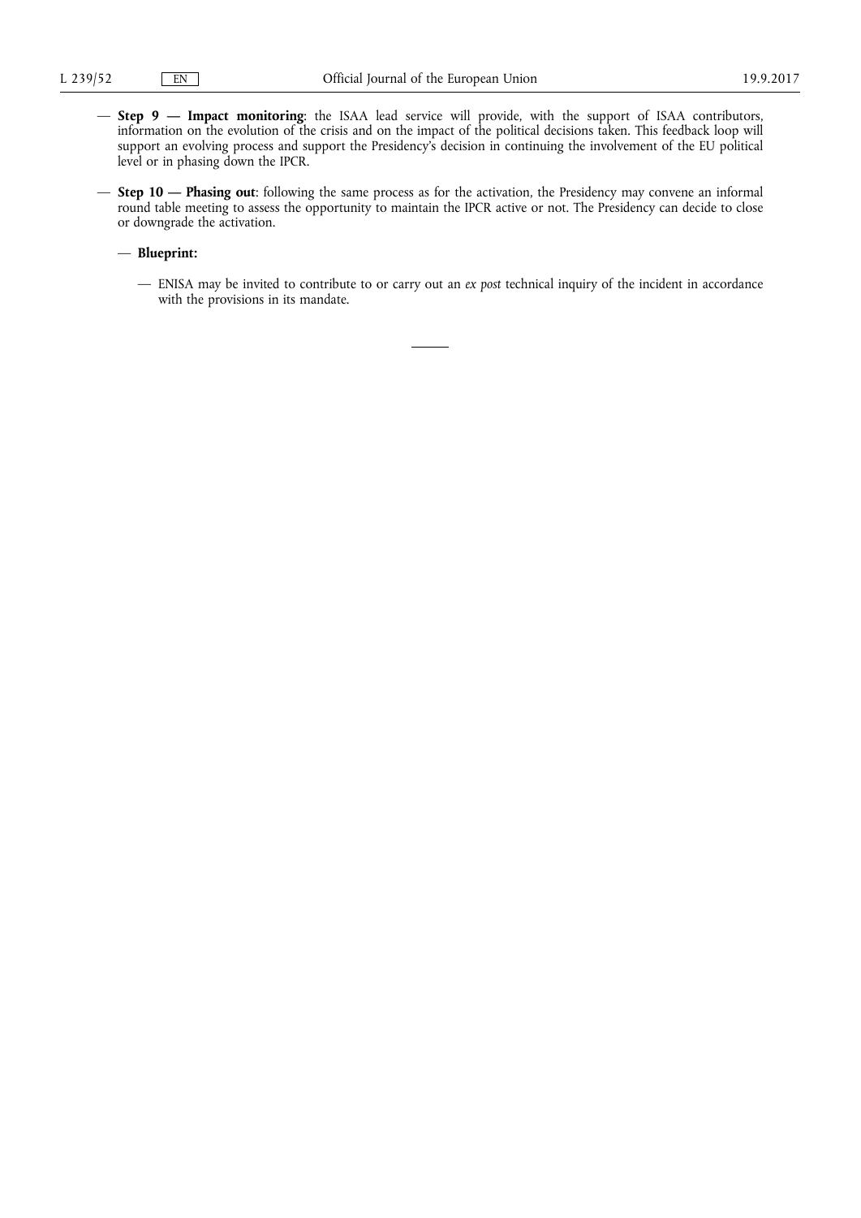- **Step 9 — Impact monitoring**: the ISAA lead service will provide, with the support of ISAA contributors, information on the evolution of the crisis and on the impact of the political decisions taken. This feedback loop will support an evolving process and support the Presidency's decision in continuing the involvement of the EU political level or in phasing down the IPCR.

- **Step 10 — Phasing out**: following the same process as for the activation, the Presidency may convene an informal round table meeting to assess the opportunity to maintain the IPCR active or not. The Presidency can decide to close or downgrade the activation.

  - **Blueprint:**

    - ENISA may be invited to contribute to or carry out an *ex post* technical inquiry of the incident in accordance with the provisions in its mandate.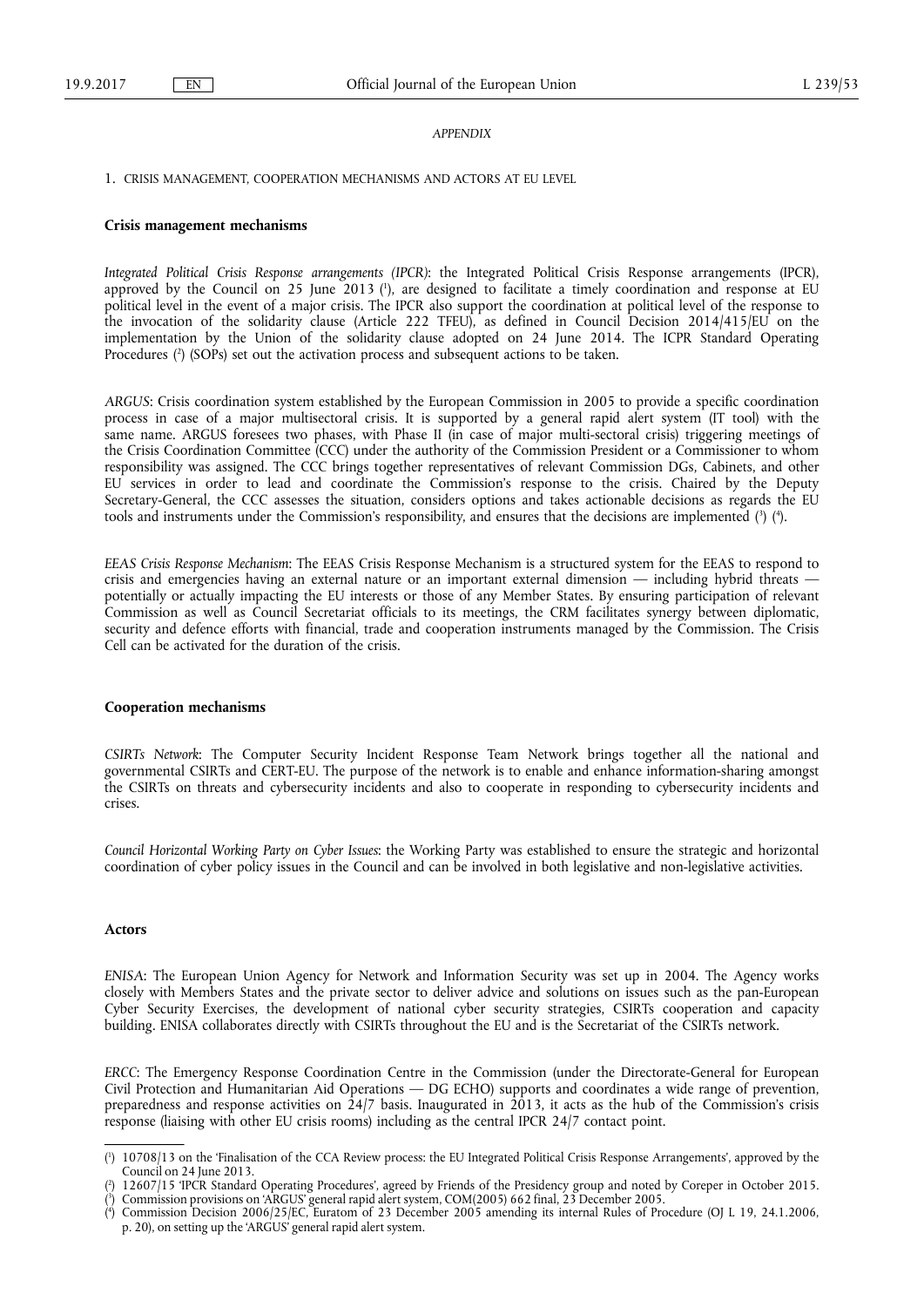*APPENDIX*

1. CRISIS MANAGEMENT, COOPERATION MECHANISMS AND ACTORS AT EU LEVEL

**Crisis management mechanisms**

*Integrated Political Crisis Response arrangements (IPCR)*: the Integrated Political Crisis Response arrangements (IPCR), approved by the Council on 25 June 2013 [1], are designed to facilitate a timely coordination and response at EU political level in the event of a major crisis. The IPCR also support the coordination at political level of the response to the invocation of the solidarity clause (Article 222 TFEU), as defined in Council Decision 2014/415/EU on the implementation by the Union of the solidarity clause adopted on 24 June 2014. The ICPR Standard Operating Procedures [2] (SOPs) set out the activation process and subsequent actions to be taken.

*ARGUS*: Crisis coordination system established by the European Commission in 2005 to provide a specific coordination process in case of a major multisectoral crisis. It is supported by a general rapid alert system (IT tool) with the same name. ARGUS foresees two phases, with Phase II (in case of major multi-sectoral crisis) triggering meetings of the Crisis Coordination Committee (CCC) under the authority of the Commission President or a Commissioner to whom responsibility was assigned. The CCC brings together representatives of relevant Commission DGs, Cabinets, and other EU services in order to lead and coordinate the Commission's response to the crisis. Chaired by the Deputy Secretary-General, the CCC assesses the situation, considers options and takes actionable decisions as regards the EU tools and instruments under the Commission's responsibility, and ensures that the decisions are implemented [3] [4].

*EEAS Crisis Response Mechanism*: The EEAS Crisis Response Mechanism is a structured system for the EEAS to respond to crisis and emergencies having an external nature or an important external dimension — including hybrid threats — potentially or actually impacting the EU interests or those of any Member States. By ensuring participation of relevant Commission as well as Council Secretariat officials to its meetings, the CRM facilitates synergy between diplomatic, security and defence efforts with financial, trade and cooperation instruments managed by the Commission. The Crisis Cell can be activated for the duration of the crisis.

**Cooperation mechanisms**

*CSIRTs Network*: The Computer Security Incident Response Team Network brings together all the national and governmental CSIRTs and CERT-EU. The purpose of the network is to enable and enhance information-sharing amongst the CSIRTs on threats and cybersecurity incidents and also to cooperate in responding to cybersecurity incidents and crises.

*Council Horizontal Working Party on Cyber Issues*: the Working Party was established to ensure the strategic and horizontal coordination of cyber policy issues in the Council and can be involved in both legislative and non-legislative activities.

**Actors**

*ENISA*: The European Union Agency for Network and Information Security was set up in 2004. The Agency works closely with Members States and the private sector to deliver advice and solutions on issues such as the pan-European Cyber Security Exercises, the development of national cyber security strategies, CSIRTs cooperation and capacity building. ENISA collaborates directly with CSIRTs throughout the EU and is the Secretariat of the CSIRTs network.

*ERCC*: The Emergency Response Coordination Centre in the Commission (under the Directorate-General for European Civil Protection and Humanitarian Aid Operations — DG ECHO) supports and coordinates a wide range of prevention, preparedness and response activities on 24/7 basis. Inaugurated in 2013, it acts as the hub of the Commission's crisis response (liaising with other EU crisis rooms) including as the central IPCR 24/7 contact point.

---

[1] 10708/13 on the 'Finalisation of the CCA Review process: the EU Integrated Political Crisis Response Arrangements', approved by the Council on 24 June 2013.

[2] 12607/15 'IPCR Standard Operating Procedures', agreed by Friends of the Presidency group and noted by Coreper in October 2015.

[3] Commission provisions on 'ARGUS' general rapid alert system, COM(2005) 662 final, 23 December 2005.

[4] Commission Decision 2006/25/EC, Euratom of 23 December 2005 amending its internal Rules of Procedure (OJ L 19, 24.1.2006, p. 20), on setting up the 'ARGUS' general rapid alert system.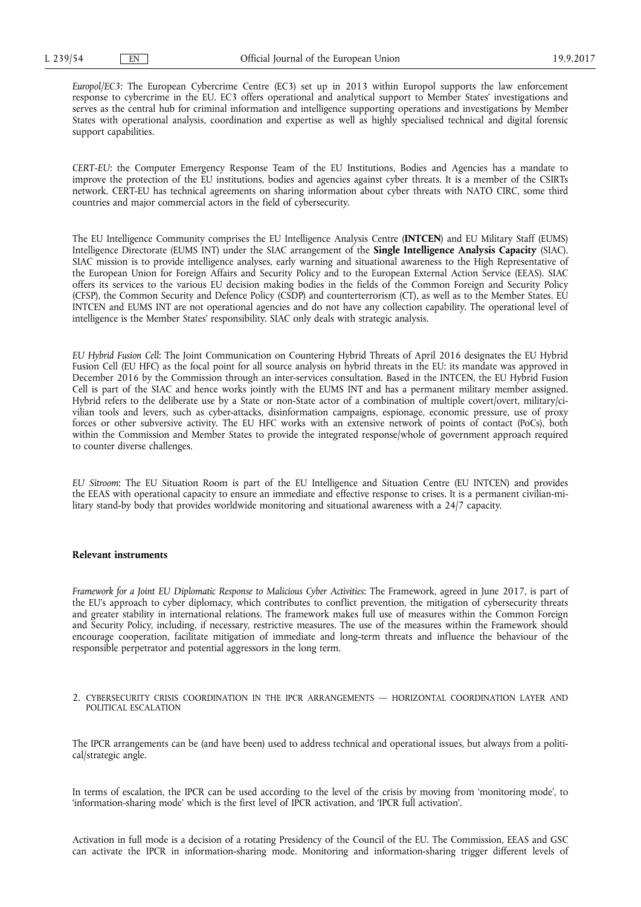*Europol/EC3*: The European Cybercrime Centre (EC3) set up in 2013 within Europol supports the law enforcement response to cybercrime in the EU. EC3 offers operational and analytical support to Member States' investigations and serves as the central hub for criminal information and intelligence supporting operations and investigations by Member States with operational analysis, coordination and expertise as well as highly specialised technical and digital forensic support capabilities.

*CERT-EU*: the Computer Emergency Response Team of the EU Institutions, Bodies and Agencies has a mandate to improve the protection of the EU institutions, bodies and agencies against cyber threats. It is a member of the CSIRTs network. CERT-EU has technical agreements on sharing information about cyber threats with NATO CIRC, some third countries and major commercial actors in the field of cybersecurity.

The EU Intelligence Community comprises the EU Intelligence Analysis Centre (**INTCEN**) and EU Military Staff (EUMS) Intelligence Directorate (EUMS INT) under the SIAC arrangement of the **Single Intelligence Analysis Capacity** (SIAC). SIAC mission is to provide intelligence analyses, early warning and situational awareness to the High Representative of the European Union for Foreign Affairs and Security Policy and to the European External Action Service (EEAS). SIAC offers its services to the various EU decision making bodies in the fields of the Common Foreign and Security Policy (CFSP), the Common Security and Defence Policy (CSDP) and counterterrorism (CT), as well as to the Member States. EU INTCEN and EUMS INT are not operational agencies and do not have any collection capability. The operational level of intelligence is the Member States' responsibility. SIAC only deals with strategic analysis.

*EU Hybrid Fusion Cell*: The Joint Communication on Countering Hybrid Threats of April 2016 designates the EU Hybrid Fusion Cell (EU HFC) as the focal point for all source analysis on hybrid threats in the EU: its mandate was approved in December 2016 by the Commission through an inter-services consultation. Based in the INTCEN, the EU Hybrid Fusion Cell is part of the SIAC and hence works jointly with the EUMS INT and has a permanent military member assigned. Hybrid refers to the deliberate use by a State or non-State actor of a combination of multiple covert/overt, military/civilian tools and levers, such as cyber-attacks, disinformation campaigns, espionage, economic pressure, use of proxy forces or other subversive activity. The EU HFC works with an extensive network of points of contact (PoCs), both within the Commission and Member States to provide the integrated response/whole of government approach required to counter diverse challenges.

*EU Sitroom*: The EU Situation Room is part of the EU Intelligence and Situation Centre (EU INTCEN) and provides the EEAS with operational capacity to ensure an immediate and effective response to crises. It is a permanent civilian-military stand-by body that provides worldwide monitoring and situational awareness with a 24/7 capacity.

**Relevant instruments**

*Framework for a Joint EU Diplomatic Response to Malicious Cyber Activities*: The Framework, agreed in June 2017, is part of the EU's approach to cyber diplomacy, which contributes to conflict prevention, the mitigation of cybersecurity threats and greater stability in international relations. The framework makes full use of measures within the Common Foreign and Security Policy, including, if necessary, restrictive measures. The use of the measures within the Framework should encourage cooperation, facilitate mitigation of immediate and long-term threats and influence the behaviour of the responsible perpetrator and potential aggressors in the long term.

## 2. CYBERSECURITY CRISIS COORDINATION IN THE IPCR ARRANGEMENTS — HORIZONTAL COORDINATION LAYER AND POLITICAL ESCALATION

The IPCR arrangements can be (and have been) used to address technical and operational issues, but always from a political/strategic angle.

In terms of escalation, the IPCR can be used according to the level of the crisis by moving from 'monitoring mode', to 'information-sharing mode' which is the first level of IPCR activation, and 'IPCR full activation'.

Activation in full mode is a decision of a rotating Presidency of the Council of the EU. The Commission, EEAS and GSC can activate the IPCR in information-sharing mode. Monitoring and information-sharing trigger different levels of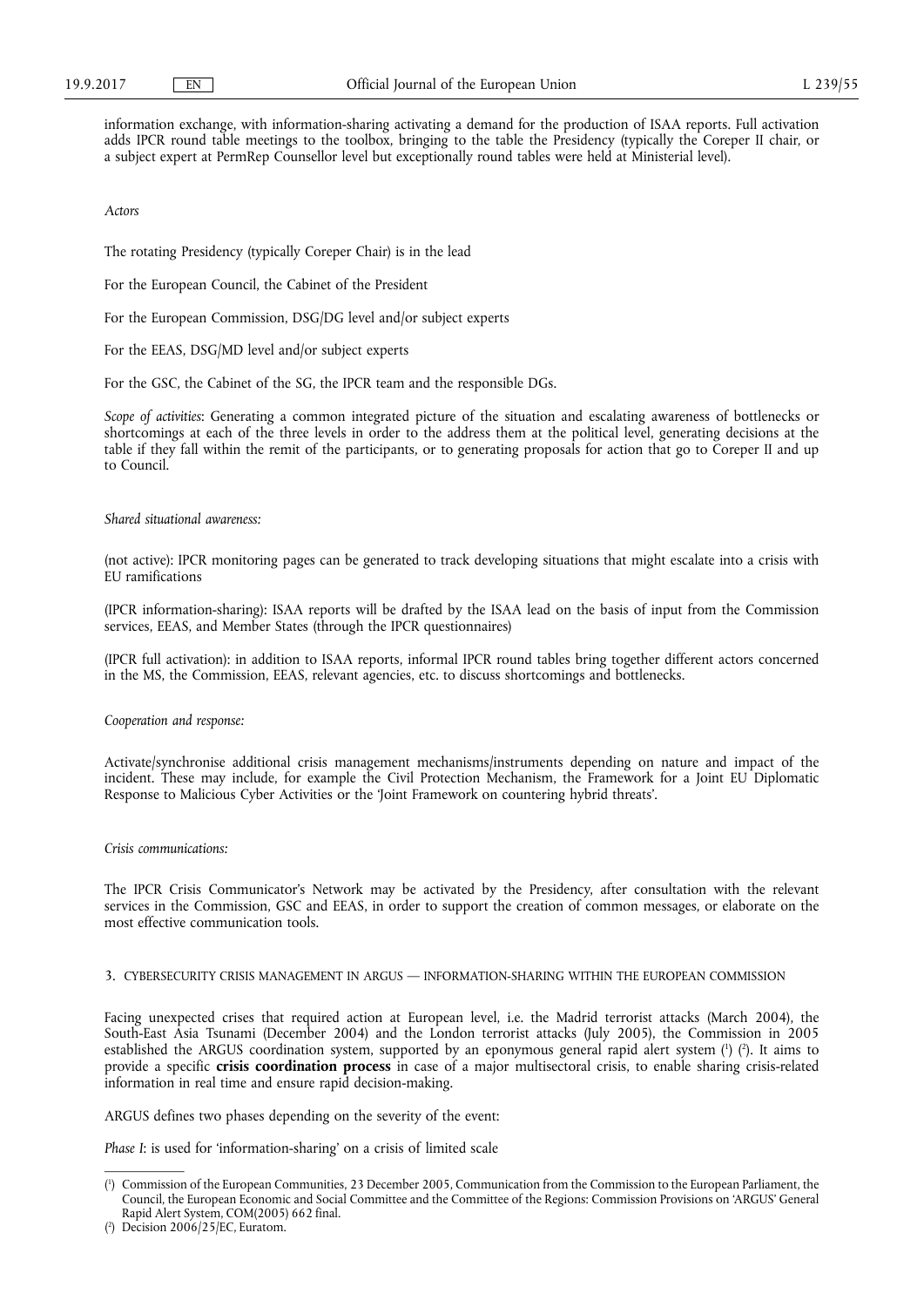information exchange, with information-sharing activating a demand for the production of ISAA reports. Full activation adds IPCR round table meetings to the toolbox, bringing to the table the Presidency (typically the Coreper II chair, or a subject expert at PermRep Counsellor level but exceptionally round tables were held at Ministerial level).

*Actors*

The rotating Presidency (typically Coreper Chair) is in the lead

For the European Council, the Cabinet of the President

For the European Commission, DSG/DG level and/or subject experts

For the EEAS, DSG/MD level and/or subject experts

For the GSC, the Cabinet of the SG, the IPCR team and the responsible DGs.

*Scope of activities*: Generating a common integrated picture of the situation and escalating awareness of bottlenecks or shortcomings at each of the three levels in order to the address them at the political level, generating decisions at the table if they fall within the remit of the participants, or to generating proposals for action that go to Coreper II and up to Council.

*Shared situational awareness:*

(not active): IPCR monitoring pages can be generated to track developing situations that might escalate into a crisis with EU ramifications

(IPCR information-sharing): ISAA reports will be drafted by the ISAA lead on the basis of input from the Commission services, EEAS, and Member States (through the IPCR questionnaires)

(IPCR full activation): in addition to ISAA reports, informal IPCR round tables bring together different actors concerned in the MS, the Commission, EEAS, relevant agencies, etc. to discuss shortcomings and bottlenecks.

*Cooperation and response:*

Activate/synchronise additional crisis management mechanisms/instruments depending on nature and impact of the incident. These may include, for example the Civil Protection Mechanism, the Framework for a Joint EU Diplomatic Response to Malicious Cyber Activities or the 'Joint Framework on countering hybrid threats'.

*Crisis communications:*

The IPCR Crisis Communicator's Network may be activated by the Presidency, after consultation with the relevant services in the Commission, GSC and EEAS, in order to support the creation of common messages, or elaborate on the most effective communication tools.

## 3. CYBERSECURITY CRISIS MANAGEMENT IN ARGUS — INFORMATION-SHARING WITHIN THE EUROPEAN COMMISSION

Facing unexpected crises that required action at European level, i.e. the Madrid terrorist attacks (March 2004), the South-East Asia Tsunami (December 2004) and the London terrorist attacks (July 2005), the Commission in 2005 established the ARGUS coordination system, supported by an eponymous general rapid alert system [1] [2]. It aims to provide a specific **crisis coordination process** in case of a major multisectoral crisis, to enable sharing crisis-related information in real time and ensure rapid decision-making.

ARGUS defines two phases depending on the severity of the event:

*Phase I*: is used for 'information-sharing' on a crisis of limited scale

---

[1] Commission of the European Communities, 23 December 2005, Communication from the Commission to the European Parliament, the Council, the European Economic and Social Committee and the Committee of the Regions: Commission Provisions on 'ARGUS' General Rapid Alert System, COM(2005) 662 final.

[2] Decision 2006/25/EC, Euratom.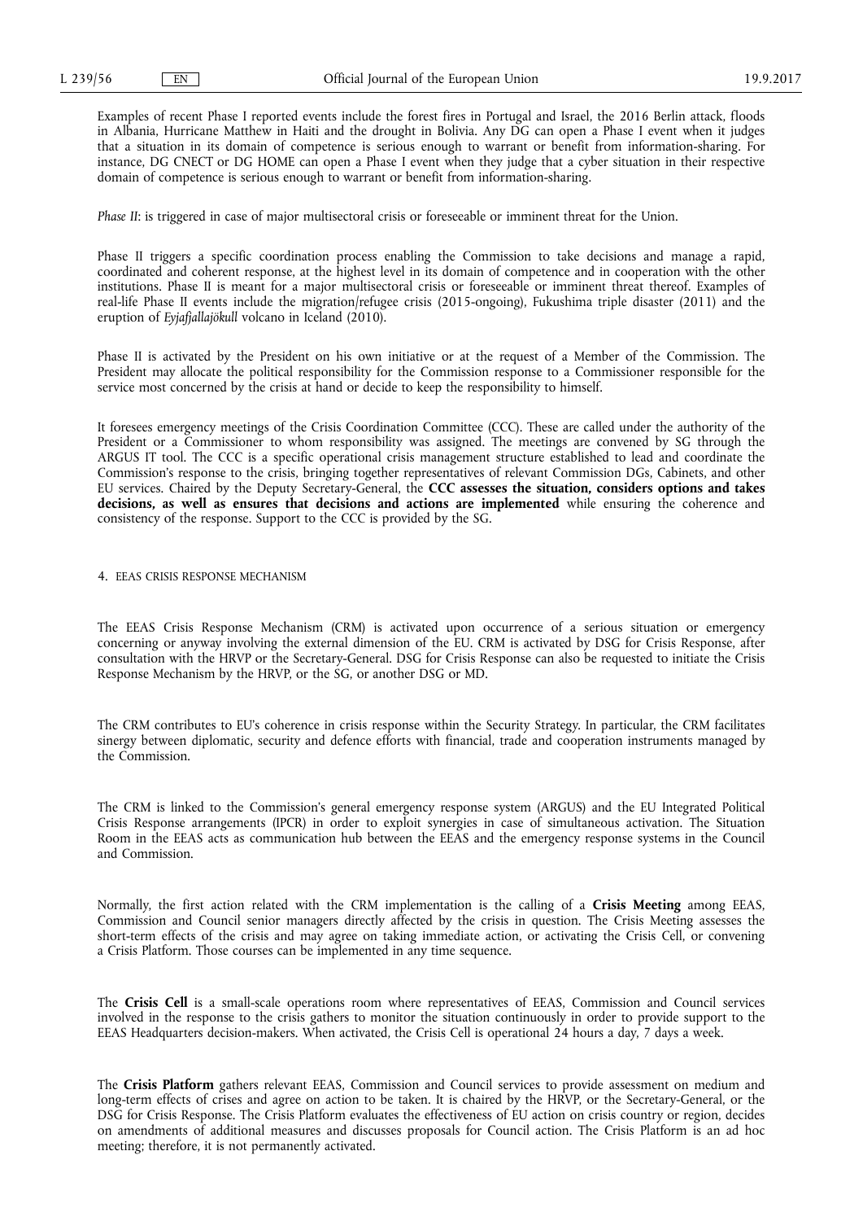Examples of recent Phase I reported events include the forest fires in Portugal and Israel, the 2016 Berlin attack, floods in Albania, Hurricane Matthew in Haiti and the drought in Bolivia. Any DG can open a Phase I event when it judges that a situation in its domain of competence is serious enough to warrant or benefit from information-sharing. For instance, DG CNECT or DG HOME can open a Phase I event when they judge that a cyber situation in their respective domain of competence is serious enough to warrant or benefit from information-sharing.

*Phase II*: is triggered in case of major multisectoral crisis or foreseeable or imminent threat for the Union.

Phase II triggers a specific coordination process enabling the Commission to take decisions and manage a rapid, coordinated and coherent response, at the highest level in its domain of competence and in cooperation with the other institutions. Phase II is meant for a major multisectoral crisis or foreseeable or imminent threat thereof. Examples of real-life Phase II events include the migration/refugee crisis (2015-ongoing), Fukushima triple disaster (2011) and the eruption of *Eyjafjallajökull* volcano in Iceland (2010).

Phase II is activated by the President on his own initiative or at the request of a Member of the Commission. The President may allocate the political responsibility for the Commission response to a Commissioner responsible for the service most concerned by the crisis at hand or decide to keep the responsibility to himself.

It foresees emergency meetings of the Crisis Coordination Committee (CCC). These are called under the authority of the President or a Commissioner to whom responsibility was assigned. The meetings are convened by SG through the ARGUS IT tool. The CCC is a specific operational crisis management structure established to lead and coordinate the Commission's response to the crisis, bringing together representatives of relevant Commission DGs, Cabinets, and other EU services. Chaired by the Deputy Secretary-General, the **CCC assesses the situation, considers options and takes decisions, as well as ensures that decisions and actions are implemented** while ensuring the coherence and consistency of the response. Support to the CCC is provided by the SG.

## 4. EEAS CRISIS RESPONSE MECHANISM

The EEAS Crisis Response Mechanism (CRM) is activated upon occurrence of a serious situation or emergency concerning or anyway involving the external dimension of the EU. CRM is activated by DSG for Crisis Response, after consultation with the HRVP or the Secretary-General. DSG for Crisis Response can also be requested to initiate the Crisis Response Mechanism by the HRVP, or the SG, or another DSG or MD.

The CRM contributes to EU's coherence in crisis response within the Security Strategy. In particular, the CRM facilitates sinergy between diplomatic, security and defence efforts with financial, trade and cooperation instruments managed by the Commission.

The CRM is linked to the Commission's general emergency response system (ARGUS) and the EU Integrated Political Crisis Response arrangements (IPCR) in order to exploit synergies in case of simultaneous activation. The Situation Room in the EEAS acts as communication hub between the EEAS and the emergency response systems in the Council and Commission.

Normally, the first action related with the CRM implementation is the calling of a **Crisis Meeting** among EEAS, Commission and Council senior managers directly affected by the crisis in question. The Crisis Meeting assesses the short-term effects of the crisis and may agree on taking immediate action, or activating the Crisis Cell, or convening a Crisis Platform. Those courses can be implemented in any time sequence.

The **Crisis Cell** is a small-scale operations room where representatives of EEAS, Commission and Council services involved in the response to the crisis gathers to monitor the situation continuously in order to provide support to the EEAS Headquarters decision-makers. When activated, the Crisis Cell is operational 24 hours a day, 7 days a week.

The **Crisis Platform** gathers relevant EEAS, Commission and Council services to provide assessment on medium and long-term effects of crises and agree on action to be taken. It is chaired by the HRVP, or the Secretary-General, or the DSG for Crisis Response. The Crisis Platform evaluates the effectiveness of EU action on crisis country or region, decides on amendments of additional measures and discusses proposals for Council action. The Crisis Platform is an ad hoc meeting; therefore, it is not permanently activated.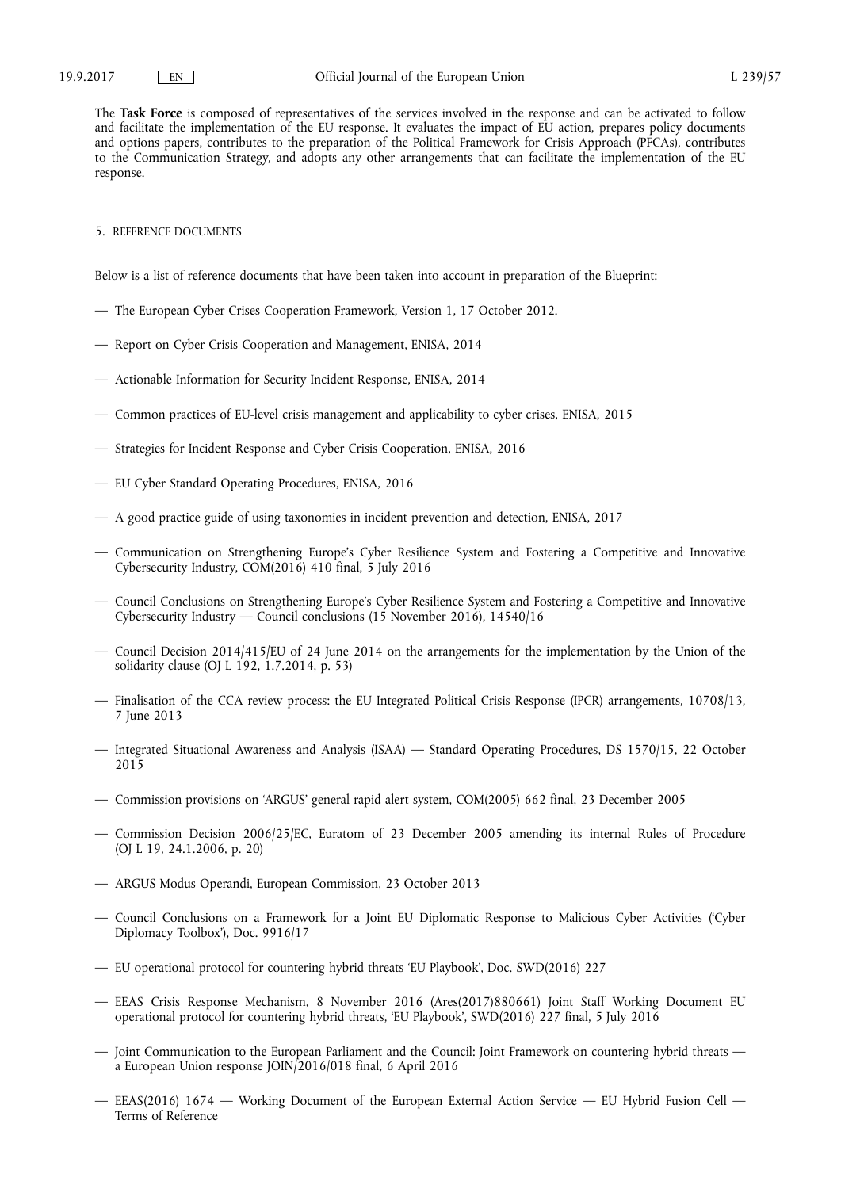The **Task Force** is composed of representatives of the services involved in the response and can be activated to follow and facilitate the implementation of the EU response. It evaluates the impact of EU action, prepares policy documents and options papers, contributes to the preparation of the Political Framework for Crisis Approach (PFCAs), contributes to the Communication Strategy, and adopts any other arrangements that can facilitate the implementation of the EU response.

## 5. REFERENCE DOCUMENTS

Below is a list of reference documents that have been taken into account in preparation of the Blueprint:

— The European Cyber Crises Cooperation Framework, Version 1, 17 October 2012.

— Report on Cyber Crisis Cooperation and Management, ENISA, 2014

— Actionable Information for Security Incident Response, ENISA, 2014

— Common practices of EU-level crisis management and applicability to cyber crises, ENISA, 2015

— Strategies for Incident Response and Cyber Crisis Cooperation, ENISA, 2016

— EU Cyber Standard Operating Procedures, ENISA, 2016

— A good practice guide of using taxonomies in incident prevention and detection, ENISA, 2017

— Communication on Strengthening Europe's Cyber Resilience System and Fostering a Competitive and Innovative Cybersecurity Industry, COM(2016) 410 final, 5 July 2016

— Council Conclusions on Strengthening Europe's Cyber Resilience System and Fostering a Competitive and Innovative Cybersecurity Industry — Council conclusions (15 November 2016), 14540/16

— Council Decision 2014/415/EU of 24 June 2014 on the arrangements for the implementation by the Union of the solidarity clause (OJ L 192, 1.7.2014, p. 53)

— Finalisation of the CCA review process: the EU Integrated Political Crisis Response (IPCR) arrangements, 10708/13, 7 June 2013

— Integrated Situational Awareness and Analysis (ISAA) — Standard Operating Procedures, DS 1570/15, 22 October 2015

— Commission provisions on 'ARGUS' general rapid alert system, COM(2005) 662 final, 23 December 2005

— Commission Decision 2006/25/EC, Euratom of 23 December 2005 amending its internal Rules of Procedure (OJ L 19, 24.1.2006, p. 20)

— ARGUS Modus Operandi, European Commission, 23 October 2013

— Council Conclusions on a Framework for a Joint EU Diplomatic Response to Malicious Cyber Activities ('Cyber Diplomacy Toolbox'), Doc. 9916/17

— EU operational protocol for countering hybrid threats 'EU Playbook', Doc. SWD(2016) 227

— EEAS Crisis Response Mechanism, 8 November 2016 (Ares(2017)880661) Joint Staff Working Document EU operational protocol for countering hybrid threats, 'EU Playbook', SWD(2016) 227 final, 5 July 2016

— Joint Communication to the European Parliament and the Council: Joint Framework on countering hybrid threats — a European Union response JOIN/2016/018 final, 6 April 2016

— EEAS(2016) 1674 — Working Document of the European External Action Service — EU Hybrid Fusion Cell — Terms of Reference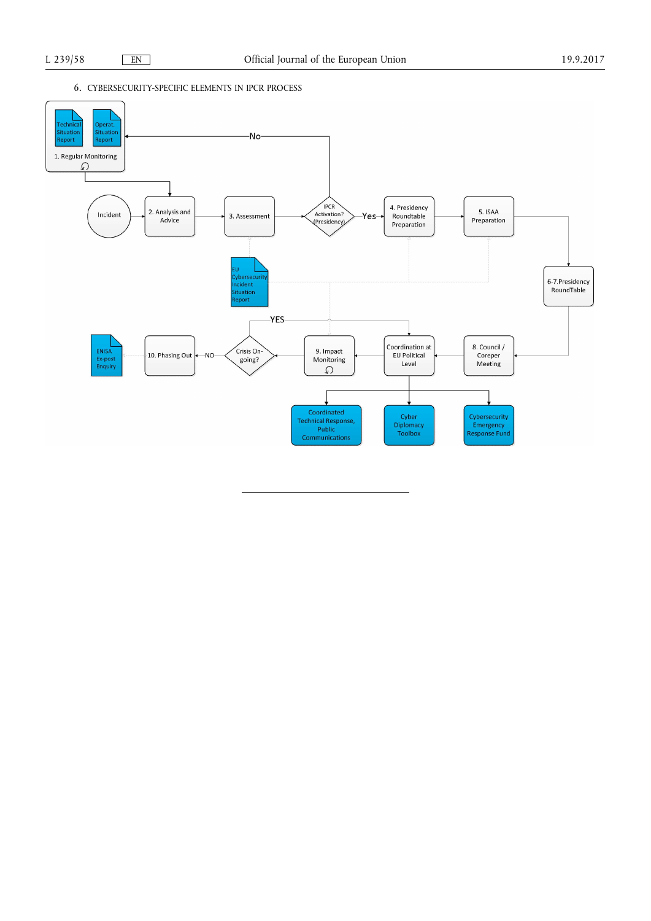## 6. CYBERSECURITY-SPECIFIC ELEMENTS IN IPCR PROCESS

Technical Situation Report

Operat. Situation Report

1. Regular Monitoring

No

Incident

2. Analysis and Advice

3. Assessment

IPCR Activation? (Presidency)

Yes

4. Presidency Roundtable Preparation

5. ISAA Preparation

EU Cybersecurity Incident Situation Report

6-7.Presidency RoundTable

YES

ENISA Ex-post Enquiry

10. Phasing Out

NO

Crisis On-going?

9. Impact Monitoring

Coordination at EU Political Level

8. Council / Coreper Meeting

Coordinated Technical Response, Public Communications

Cyber Diplomacy Toolbox

Cybersecurity Emergency Response Fund